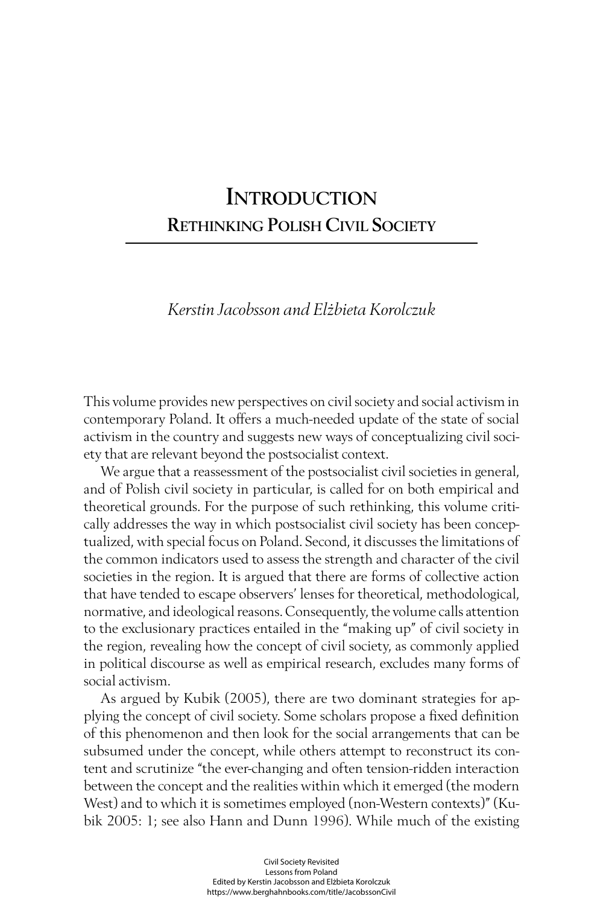# Introduction

## Rethinking Polish Civil Society

*Kerstin Jacobsson and Elżbieta Korolczuk*

This volume provides new perspectives on civil society and social activism in contemporary Poland. It offers a much-needed update of the state of social activism in the country and suggests new ways of conceptualizing civil society that are relevant beyond the postsocialist context.

We argue that a reassessment of the postsocialist civil societies in general, and of Polish civil society in particular, is called for on both empirical and theoretical grounds. For the purpose of such rethinking, this volume critically addresses the way in which postsocialist civil society has been conceptualized, with special focus on Poland. Second, it discusses the limitations of the common indicators used to assess the strength and character of the civil societies in the region. It is argued that there are forms of collective action that have tended to escape observers' lenses for theoretical, methodological, normative, and ideological reasons. Consequently, the volume calls attention to the exclusionary practices entailed in the "making up" of civil society in the region, revealing how the concept of civil society, as commonly applied in political discourse as well as empirical research, excludes many forms of social activism.

As argued by Kubik (2005), there are two dominant strategies for applying the concept of civil society. Some scholars propose a fixed definition of this phenomenon and then look for the social arrangements that can be subsumed under the concept, while others attempt to reconstruct its content and scrutinize "the ever-changing and often tension-ridden interaction between the concept and the realities within which it emerged (the modern West) and to which it is sometimes employed (non-Western contexts)" (Kubik 2005: 1; see also Hann and Dunn 1996). While much of the existing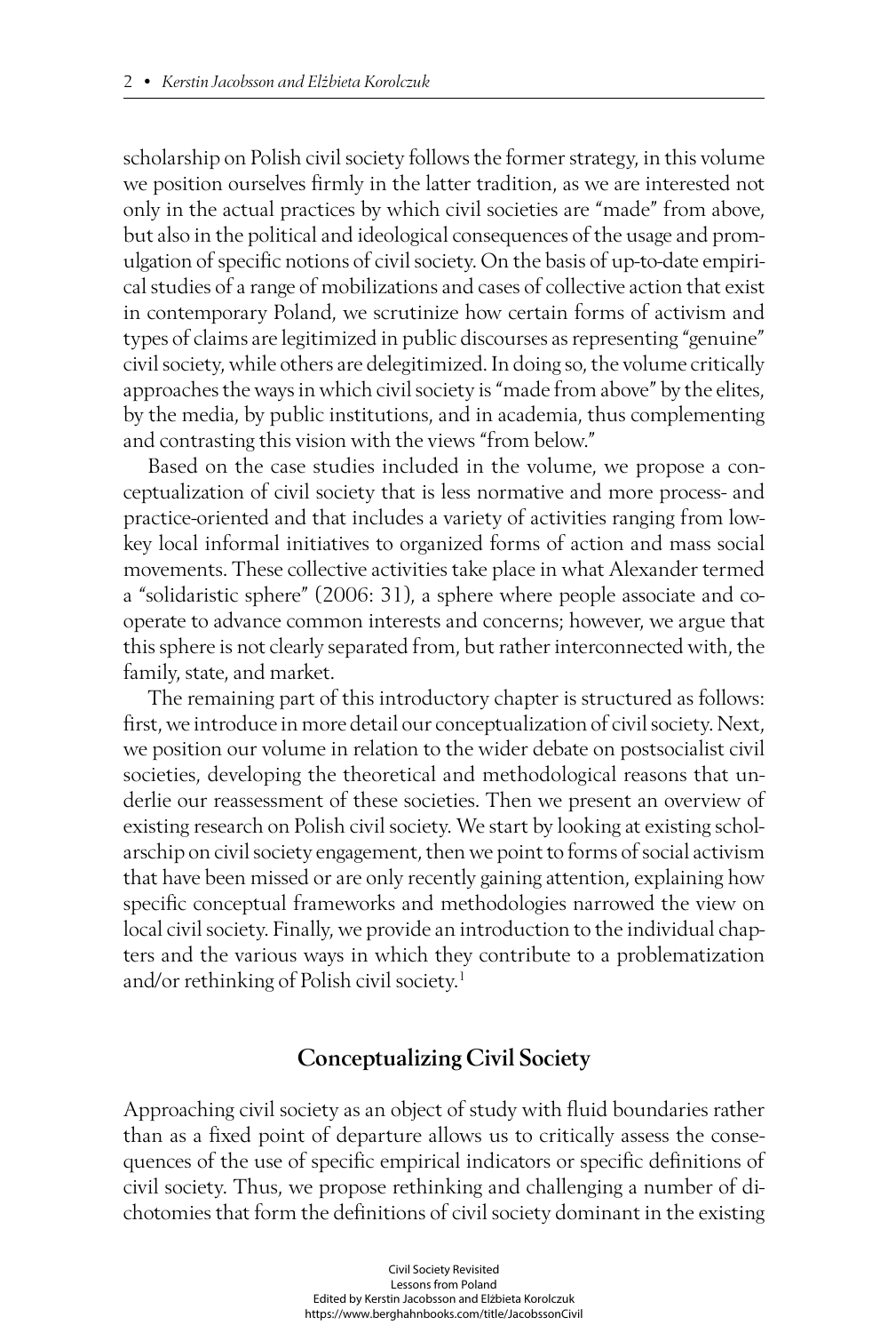scholarship on Polish civil society follows the former strategy, in this volume we position ourselves firmly in the latter tradition, as we are interested not only in the actual practices by which civil societies are "made" from above, but also in the political and ideological consequences of the usage and promulgation of specific notions of civil society. On the basis of up-to-date empirical studies of a range of mobilizations and cases of collective action that exist in contemporary Poland, we scrutinize how certain forms of activism and types of claims are legitimized in public discourses as representing "genuine" civil society, while others are delegitimized. In doing so, the volume critically approaches the ways in which civil society is "made from above" by the elites, by the media, by public institutions, and in academia, thus complementing and contrasting this vision with the views "from below."

Based on the case studies included in the volume, we propose a conceptualization of civil society that is less normative and more process- and practice-oriented and that includes a variety of activities ranging from low-key local informal initiatives to organized forms of action and mass social movements. These collective activities take place in what Alexander termed a "solidaristic sphere" (2006: 31), a sphere where people associate and cooperate to advance common interests and concerns; however, we argue that this sphere is not clearly separated from, but rather interconnected with, the family, state, and market.

The remaining part of this introductory chapter is structured as follows: first, we introduce in more detail our conceptualization of civil society. Next, we position our volume in relation to the wider debate on postsocialist civil societies, developing the theoretical and methodological reasons that underlie our reassessment of these societies. Then we present an overview of existing research on Polish civil society. We start by looking at existing scholarschip on civil society engagement, then we point to forms of social activism that have been missed or are only recently gaining attention, explaining how specific conceptual frameworks and methodologies narrowed the view on local civil society. Finally, we provide an introduction to the individual chapters and the various ways in which they contribute to a problematization and/or rethinking of Polish civil society.[1]

## Conceptualizing Civil Society

Approaching civil society as an object of study with fluid boundaries rather than as a fixed point of departure allows us to critically assess the consequences of the use of specific empirical indicators or specific definitions of civil society. Thus, we propose rethinking and challenging a number of dichotomies that form the definitions of civil society dominant in the existing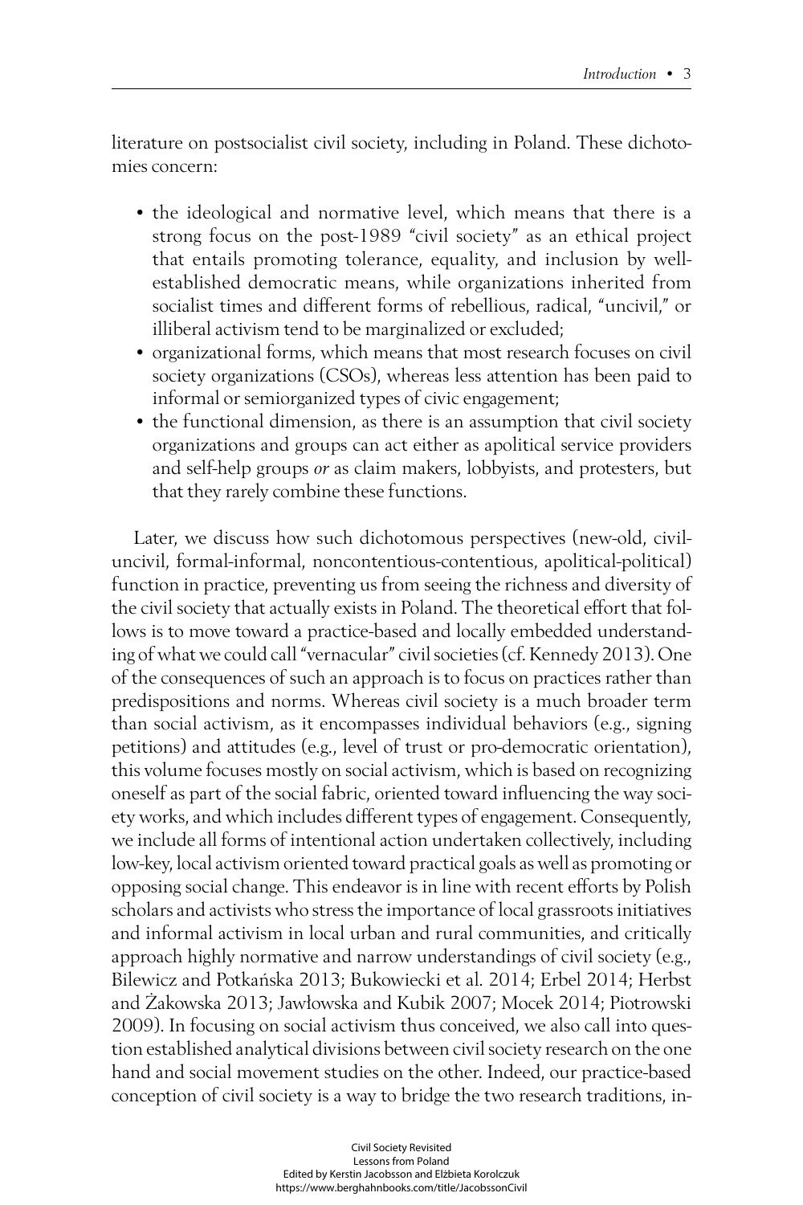literature on postsocialist civil society, including in Poland. These dichotomies concern:

- the ideological and normative level, which means that there is a strong focus on the post-1989 "civil society" as an ethical project that entails promoting tolerance, equality, and inclusion by well-established democratic means, while organizations inherited from socialist times and different forms of rebellious, radical, "uncivil," or illiberal activism tend to be marginalized or excluded;
- organizational forms, which means that most research focuses on civil society organizations (CSOs), whereas less attention has been paid to informal or semiorganized types of civic engagement;
- the functional dimension, as there is an assumption that civil society organizations and groups can act either as apolitical service providers and self-help groups *or* as claim makers, lobbyists, and protesters, but that they rarely combine these functions.

Later, we discuss how such dichotomous perspectives (new-old, civil-uncivil, formal-informal, noncontentious-contentious, apolitical-political) function in practice, preventing us from seeing the richness and diversity of the civil society that actually exists in Poland. The theoretical effort that follows is to move toward a practice-based and locally embedded understanding of what we could call "vernacular" civil societies (cf. Kennedy 2013). One of the consequences of such an approach is to focus on practices rather than predispositions and norms. Whereas civil society is a much broader term than social activism, as it encompasses individual behaviors (e.g., signing petitions) and attitudes (e.g., level of trust or pro-democratic orientation), this volume focuses mostly on social activism, which is based on recognizing oneself as part of the social fabric, oriented toward influencing the way society works, and which includes different types of engagement. Consequently, we include all forms of intentional action undertaken collectively, including low-key, local activism oriented toward practical goals as well as promoting or opposing social change. This endeavor is in line with recent efforts by Polish scholars and activists who stress the importance of local grassroots initiatives and informal activism in local urban and rural communities, and critically approach highly normative and narrow understandings of civil society (e.g., Bilewicz and Potkańska 2013; Bukowiecki et al. 2014; Erbel 2014; Herbst and Żakowska 2013; Jawłowska and Kubik 2007; Mocek 2014; Piotrowski 2009). In focusing on social activism thus conceived, we also call into question established analytical divisions between civil society research on the one hand and social movement studies on the other. Indeed, our practice-based conception of civil society is a way to bridge the two research traditions, in-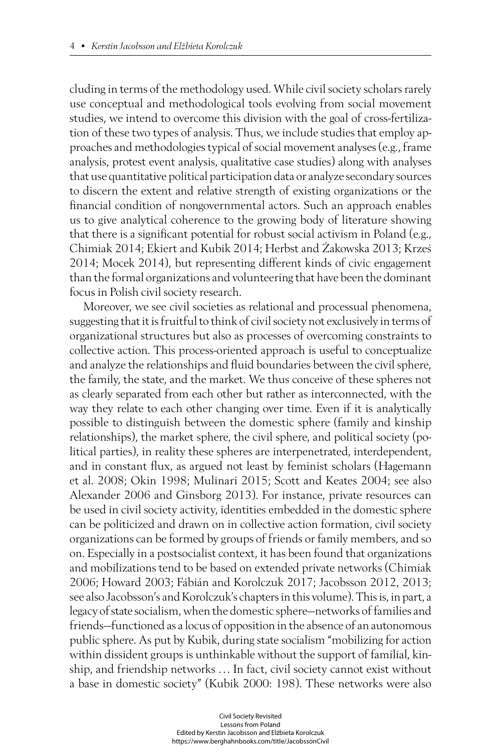cluding in terms of the methodology used. While civil society scholars rarely use conceptual and methodological tools evolving from social movement studies, we intend to overcome this division with the goal of cross-fertilization of these two types of analysis. Thus, we include studies that employ approaches and methodologies typical of social movement analyses (e.g., frame analysis, protest event analysis, qualitative case studies) along with analyses that use quantitative political participation data or analyze secondary sources to discern the extent and relative strength of existing organizations or the financial condition of nongovernmental actors. Such an approach enables us to give analytical coherence to the growing body of literature showing that there is a significant potential for robust social activism in Poland (e.g., Chimiak 2014; Ekiert and Kubik 2014; Herbst and Żakowska 2013; Krześ 2014; Mocek 2014), but representing different kinds of civic engagement than the formal organizations and volunteering that have been the dominant focus in Polish civil society research.

Moreover, we see civil societies as relational and processual phenomena, suggesting that it is fruitful to think of civil society not exclusively in terms of organizational structures but also as processes of overcoming constraints to collective action. This process-oriented approach is useful to conceptualize and analyze the relationships and fluid boundaries between the civil sphere, the family, the state, and the market. We thus conceive of these spheres not as clearly separated from each other but rather as interconnected, with the way they relate to each other changing over time. Even if it is analytically possible to distinguish between the domestic sphere (family and kinship relationships), the market sphere, the civil sphere, and political society (political parties), in reality these spheres are interpenetrated, interdependent, and in constant flux, as argued not least by feminist scholars (Hagemann et al. 2008; Okin 1998; Mulinari 2015; Scott and Keates 2004; see also Alexander 2006 and Ginsborg 2013). For instance, private resources can be used in civil society activity, identities embedded in the domestic sphere can be politicized and drawn on in collective action formation, civil society organizations can be formed by groups of friends or family members, and so on. Especially in a postsocialist context, it has been found that organizations and mobilizations tend to be based on extended private networks (Chimiak 2006; Howard 2003; Fábián and Korolczuk 2017; Jacobsson 2012, 2013; see also Jacobsson's and Korolczuk's chapters in this volume). This is, in part, a legacy of state socialism, when the domestic sphere—networks of families and friends—functioned as a locus of opposition in the absence of an autonomous public sphere. As put by Kubik, during state socialism "mobilizing for action within dissident groups is unthinkable without the support of familial, kinship, and friendship networks … In fact, civil society cannot exist without a base in domestic society" (Kubik 2000: 198). These networks were also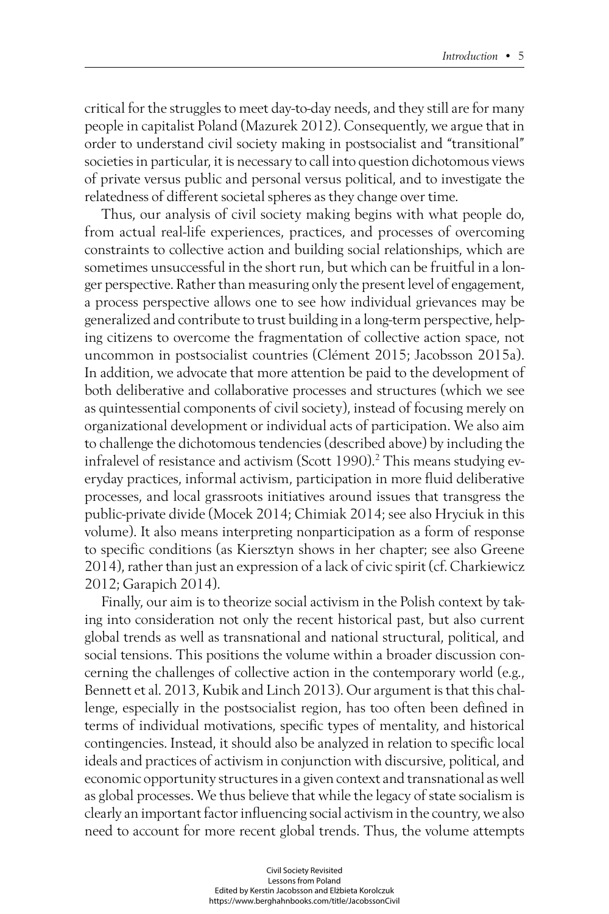critical for the struggles to meet day-to-day needs, and they still are for many people in capitalist Poland (Mazurek 2012). Consequently, we argue that in order to understand civil society making in postsocialist and "transitional" societies in particular, it is necessary to call into question dichotomous views of private versus public and personal versus political, and to investigate the relatedness of different societal spheres as they change over time.

Thus, our analysis of civil society making begins with what people do, from actual real-life experiences, practices, and processes of overcoming constraints to collective action and building social relationships, which are sometimes unsuccessful in the short run, but which can be fruitful in a longer perspective. Rather than measuring only the present level of engagement, a process perspective allows one to see how individual grievances may be generalized and contribute to trust building in a long-term perspective, helping citizens to overcome the fragmentation of collective action space, not uncommon in postsocialist countries (Clément 2015; Jacobsson 2015a). In addition, we advocate that more attention be paid to the development of both deliberative and collaborative processes and structures (which we see as quintessential components of civil society), instead of focusing merely on organizational development or individual acts of participation. We also aim to challenge the dichotomous tendencies (described above) by including the infralevel of resistance and activism (Scott 1990).[2] This means studying everyday practices, informal activism, participation in more fluid deliberative processes, and local grassroots initiatives around issues that transgress the public-private divide (Mocek 2014; Chimiak 2014; see also Hryciuk in this volume). It also means interpreting nonparticipation as a form of response to specific conditions (as Kiersztyn shows in her chapter; see also Greene 2014), rather than just an expression of a lack of civic spirit (cf. Charkiewicz 2012; Garapich 2014).

Finally, our aim is to theorize social activism in the Polish context by taking into consideration not only the recent historical past, but also current global trends as well as transnational and national structural, political, and social tensions. This positions the volume within a broader discussion concerning the challenges of collective action in the contemporary world (e.g., Bennett et al. 2013, Kubik and Linch 2013). Our argument is that this challenge, especially in the postsocialist region, has too often been defined in terms of individual motivations, specific types of mentality, and historical contingencies. Instead, it should also be analyzed in relation to specific local ideals and practices of activism in conjunction with discursive, political, and economic opportunity structures in a given context and transnational as well as global processes. We thus believe that while the legacy of state socialism is clearly an important factor influencing social activism in the country, we also need to account for more recent global trends. Thus, the volume attempts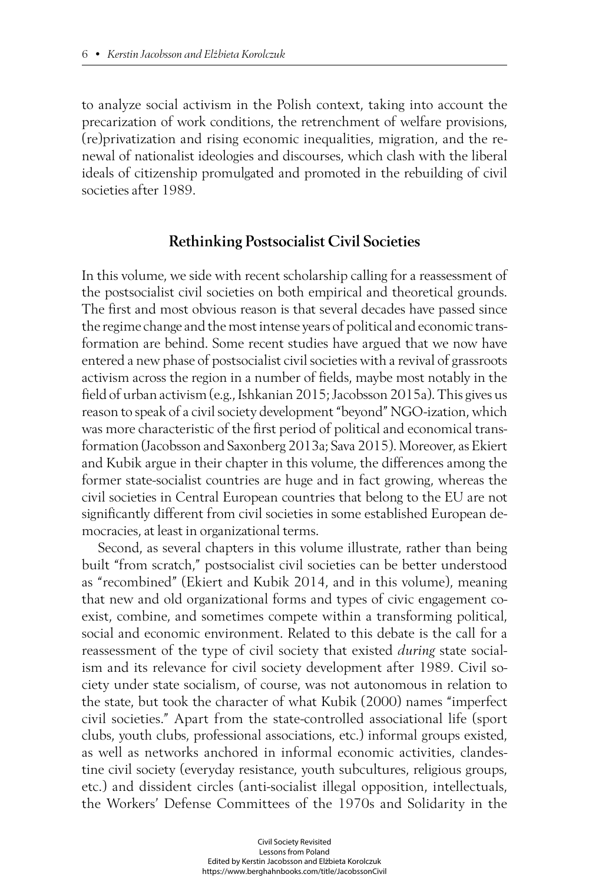to analyze social activism in the Polish context, taking into account the precarization of work conditions, the retrenchment of welfare provisions, (re)privatization and rising economic inequalities, migration, and the renewal of nationalist ideologies and discourses, which clash with the liberal ideals of citizenship promulgated and promoted in the rebuilding of civil societies after 1989.

## Rethinking Postsocialist Civil Societies

In this volume, we side with recent scholarship calling for a reassessment of the postsocialist civil societies on both empirical and theoretical grounds. The first and most obvious reason is that several decades have passed since the regime change and the most intense years of political and economic transformation are behind. Some recent studies have argued that we now have entered a new phase of postsocialist civil societies with a revival of grassroots activism across the region in a number of fields, maybe most notably in the field of urban activism (e.g., Ishkanian 2015; Jacobsson 2015a). This gives us reason to speak of a civil society development "beyond" NGO-ization, which was more characteristic of the first period of political and economical transformation (Jacobsson and Saxonberg 2013a; Sava 2015). Moreover, as Ekiert and Kubik argue in their chapter in this volume, the differences among the former state-socialist countries are huge and in fact growing, whereas the civil societies in Central European countries that belong to the EU are not significantly different from civil societies in some established European democracies, at least in organizational terms.

Second, as several chapters in this volume illustrate, rather than being built "from scratch," postsocialist civil societies can be better understood as "recombined" (Ekiert and Kubik 2014, and in this volume), meaning that new and old organizational forms and types of civic engagement coexist, combine, and sometimes compete within a transforming political, social and economic environment. Related to this debate is the call for a reassessment of the type of civil society that existed *during* state socialism and its relevance for civil society development after 1989. Civil society under state socialism, of course, was not autonomous in relation to the state, but took the character of what Kubik (2000) names "imperfect civil societies." Apart from the state-controlled associational life (sport clubs, youth clubs, professional associations, etc.) informal groups existed, as well as networks anchored in informal economic activities, clandestine civil society (everyday resistance, youth subcultures, religious groups, etc.) and dissident circles (anti-socialist illegal opposition, intellectuals, the Workers' Defense Committees of the 1970s and Solidarity in the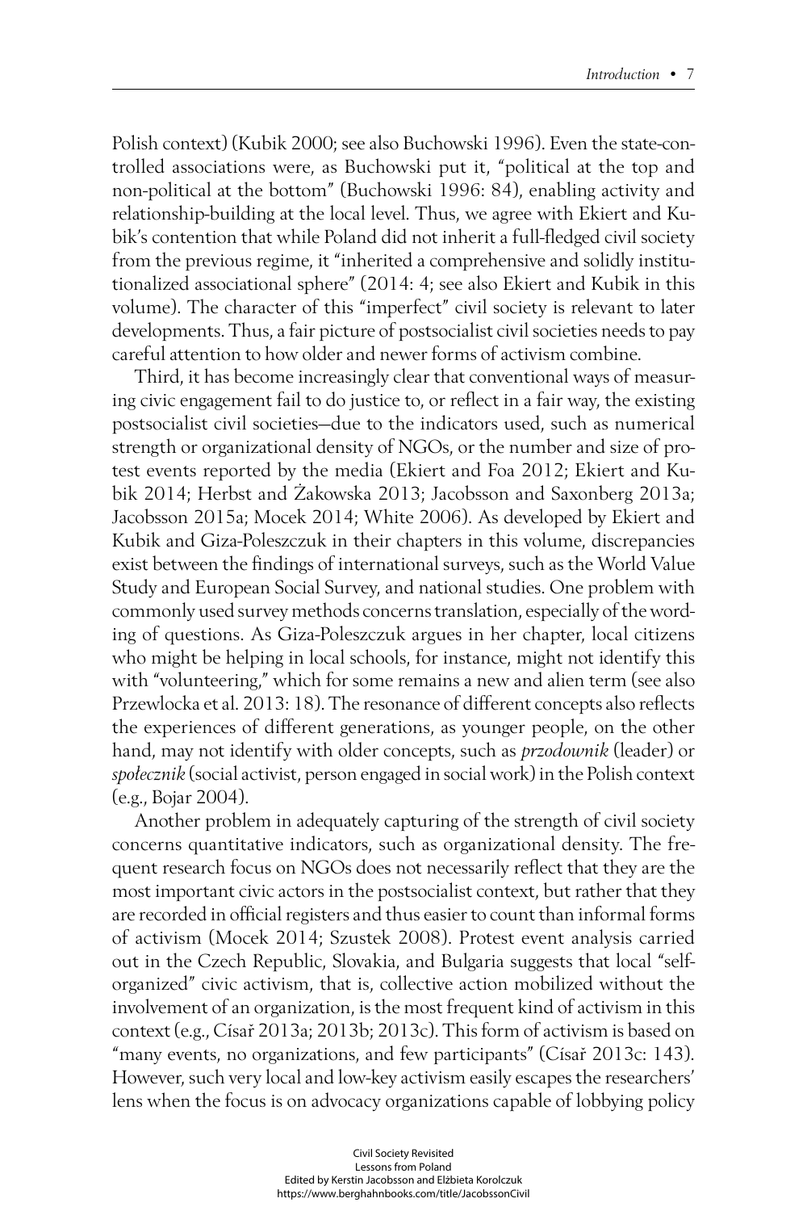Polish context) (Kubik 2000; see also Buchowski 1996). Even the state-controlled associations were, as Buchowski put it, "political at the top and non-political at the bottom" (Buchowski 1996: 84), enabling activity and relationship-building at the local level. Thus, we agree with Ekiert and Kubik's contention that while Poland did not inherit a full-fledged civil society from the previous regime, it "inherited a comprehensive and solidly institutionalized associational sphere" (2014: 4; see also Ekiert and Kubik in this volume). The character of this "imperfect" civil society is relevant to later developments. Thus, a fair picture of postsocialist civil societies needs to pay careful attention to how older and newer forms of activism combine.

Third, it has become increasingly clear that conventional ways of measuring civic engagement fail to do justice to, or reflect in a fair way, the existing postsocialist civil societies—due to the indicators used, such as numerical strength or organizational density of NGOs, or the number and size of protest events reported by the media (Ekiert and Foa 2012; Ekiert and Kubik 2014; Herbst and Żakowska 2013; Jacobsson and Saxonberg 2013a; Jacobsson 2015a; Mocek 2014; White 2006). As developed by Ekiert and Kubik and Giza-Poleszczuk in their chapters in this volume, discrepancies exist between the findings of international surveys, such as the World Value Study and European Social Survey, and national studies. One problem with commonly used survey methods concerns translation, especially of the wording of questions. As Giza-Poleszczuk argues in her chapter, local citizens who might be helping in local schools, for instance, might not identify this with "volunteering," which for some remains a new and alien term (see also Przewlocka et al. 2013: 18). The resonance of different concepts also reflects the experiences of different generations, as younger people, on the other hand, may not identify with older concepts, such as *przodownik* (leader) or *społecznik* (social activist, person engaged in social work) in the Polish context (e.g., Bojar 2004).

Another problem in adequately capturing of the strength of civil society concerns quantitative indicators, such as organizational density. The frequent research focus on NGOs does not necessarily reflect that they are the most important civic actors in the postsocialist context, but rather that they are recorded in official registers and thus easier to count than informal forms of activism (Mocek 2014; Szustek 2008). Protest event analysis carried out in the Czech Republic, Slovakia, and Bulgaria suggests that local "self-organized" civic activism, that is, collective action mobilized without the involvement of an organization, is the most frequent kind of activism in this context (e.g., Císař 2013a; 2013b; 2013c). This form of activism is based on "many events, no organizations, and few participants" (Císař 2013c: 143). However, such very local and low-key activism easily escapes the researchers' lens when the focus is on advocacy organizations capable of lobbying policy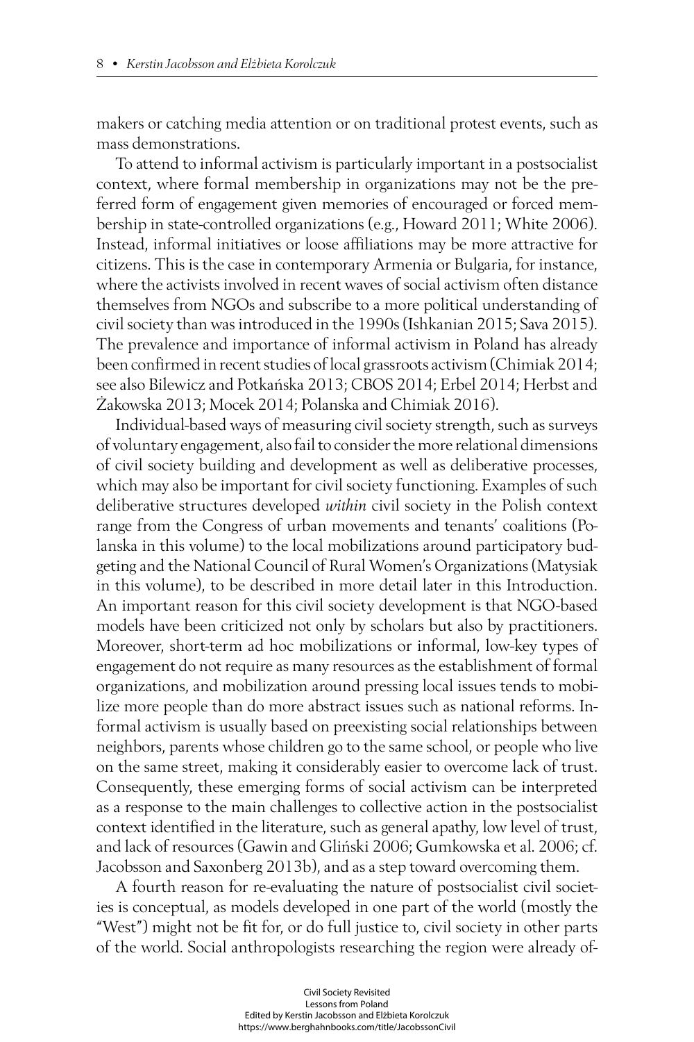makers or catching media attention or on traditional protest events, such as mass demonstrations.

To attend to informal activism is particularly important in a postsocialist context, where formal membership in organizations may not be the preferred form of engagement given memories of encouraged or forced membership in state-controlled organizations (e.g., Howard 2011; White 2006). Instead, informal initiatives or loose affiliations may be more attractive for citizens. This is the case in contemporary Armenia or Bulgaria, for instance, where the activists involved in recent waves of social activism often distance themselves from NGOs and subscribe to a more political understanding of civil society than was introduced in the 1990s (Ishkanian 2015; Sava 2015). The prevalence and importance of informal activism in Poland has already been confirmed in recent studies of local grassroots activism (Chimiak 2014; see also Bilewicz and Potkańska 2013; CBOS 2014; Erbel 2014; Herbst and Żakowska 2013; Mocek 2014; Polanska and Chimiak 2016).

Individual-based ways of measuring civil society strength, such as surveys of voluntary engagement, also fail to consider the more relational dimensions of civil society building and development as well as deliberative processes, which may also be important for civil society functioning. Examples of such deliberative structures developed *within* civil society in the Polish context range from the Congress of urban movements and tenants' coalitions (Polanska in this volume) to the local mobilizations around participatory budgeting and the National Council of Rural Women's Organizations (Matysiak in this volume), to be described in more detail later in this Introduction. An important reason for this civil society development is that NGO-based models have been criticized not only by scholars but also by practitioners. Moreover, short-term ad hoc mobilizations or informal, low-key types of engagement do not require as many resources as the establishment of formal organizations, and mobilization around pressing local issues tends to mobilize more people than do more abstract issues such as national reforms. Informal activism is usually based on preexisting social relationships between neighbors, parents whose children go to the same school, or people who live on the same street, making it considerably easier to overcome lack of trust. Consequently, these emerging forms of social activism can be interpreted as a response to the main challenges to collective action in the postsocialist context identified in the literature, such as general apathy, low level of trust, and lack of resources (Gawin and Gliński 2006; Gumkowska et al. 2006; cf. Jacobsson and Saxonberg 2013b), and as a step toward overcoming them.

A fourth reason for re-evaluating the nature of postsocialist civil societies is conceptual, as models developed in one part of the world (mostly the "West") might not be fit for, or do full justice to, civil society in other parts of the world. Social anthropologists researching the region were already of-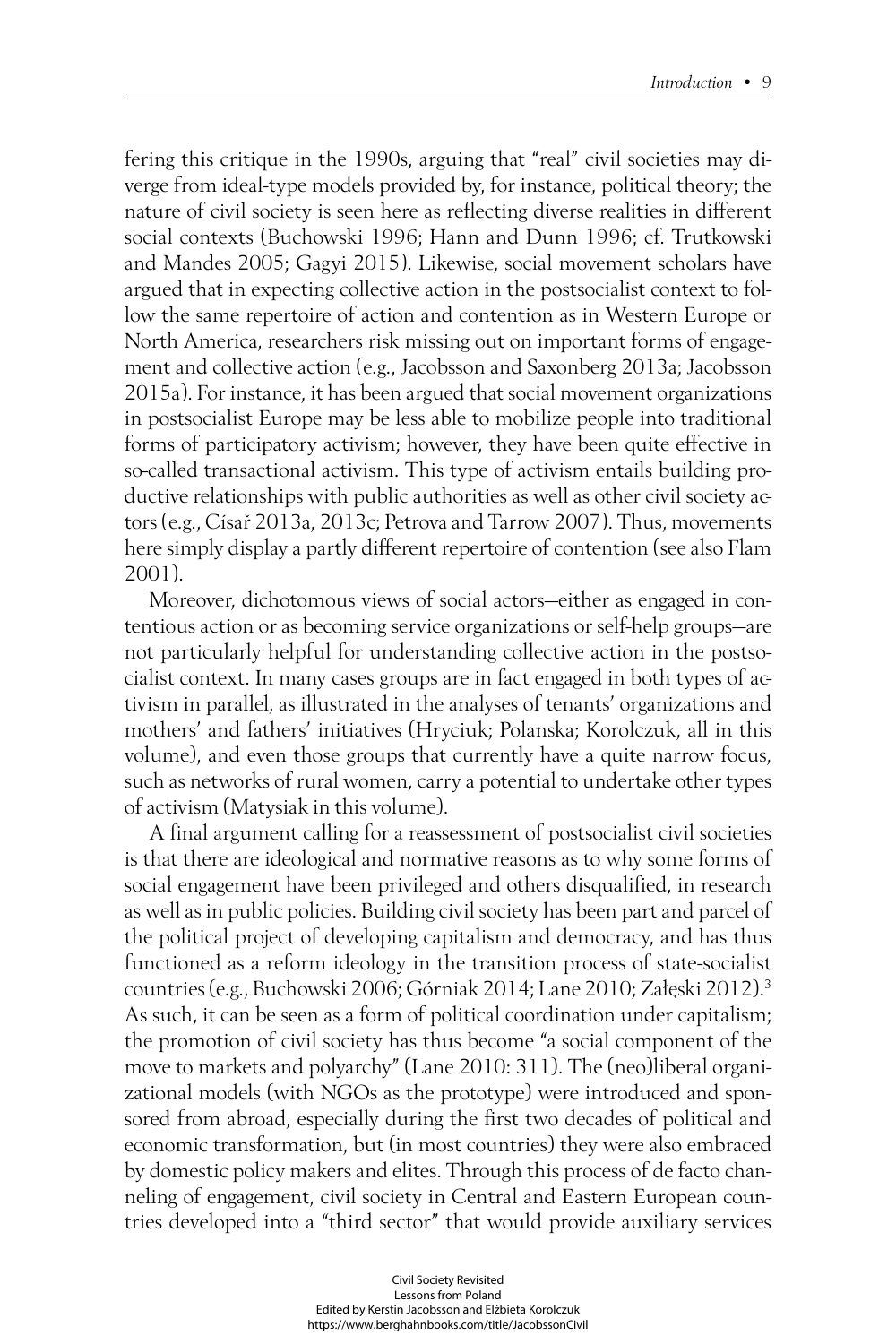fering this critique in the 1990s, arguing that "real" civil societies may diverge from ideal-type models provided by, for instance, political theory; the nature of civil society is seen here as reflecting diverse realities in different social contexts (Buchowski 1996; Hann and Dunn 1996; cf. Trutkowski and Mandes 2005; Gagyi 2015). Likewise, social movement scholars have argued that in expecting collective action in the postsocialist context to follow the same repertoire of action and contention as in Western Europe or North America, researchers risk missing out on important forms of engagement and collective action (e.g., Jacobsson and Saxonberg 2013a; Jacobsson 2015a). For instance, it has been argued that social movement organizations in postsocialist Europe may be less able to mobilize people into traditional forms of participatory activism; however, they have been quite effective in so-called transactional activism. This type of activism entails building productive relationships with public authorities as well as other civil society actors (e.g., Císař 2013a, 2013c; Petrova and Tarrow 2007). Thus, movements here simply display a partly different repertoire of contention (see also Flam 2001).

Moreover, dichotomous views of social actors—either as engaged in contentious action or as becoming service organizations or self-help groups—are not particularly helpful for understanding collective action in the postsocialist context. In many cases groups are in fact engaged in both types of activism in parallel, as illustrated in the analyses of tenants' organizations and mothers' and fathers' initiatives (Hryciuk; Polanska; Korolczuk, all in this volume), and even those groups that currently have a quite narrow focus, such as networks of rural women, carry a potential to undertake other types of activism (Matysiak in this volume).

A final argument calling for a reassessment of postsocialist civil societies is that there are ideological and normative reasons as to why some forms of social engagement have been privileged and others disqualified, in research as well as in public policies. Building civil society has been part and parcel of the political project of developing capitalism and democracy, and has thus functioned as a reform ideology in the transition process of state-socialist countries (e.g., Buchowski 2006; Górniak 2014; Lane 2010; Załęski 2012).[3] As such, it can be seen as a form of political coordination under capitalism; the promotion of civil society has thus become "a social component of the move to markets and polyarchy" (Lane 2010: 311). The (neo)liberal organizational models (with NGOs as the prototype) were introduced and sponsored from abroad, especially during the first two decades of political and economic transformation, but (in most countries) they were also embraced by domestic policy makers and elites. Through this process of de facto channeling of engagement, civil society in Central and Eastern European countries developed into a "third sector" that would provide auxiliary services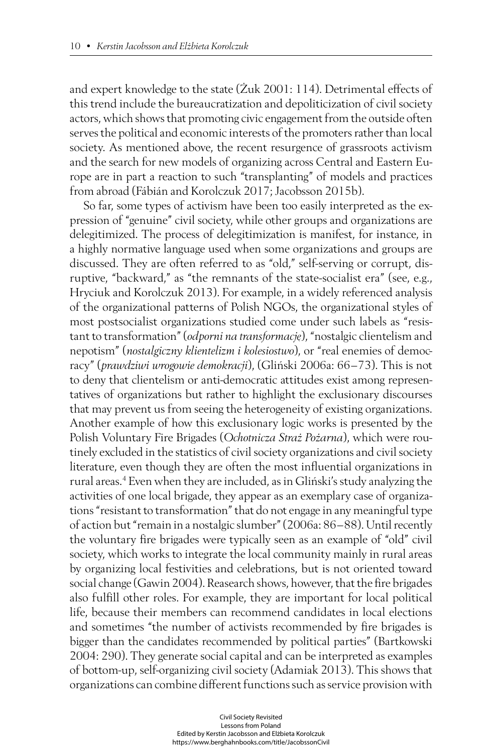and expert knowledge to the state (Żuk 2001: 114). Detrimental effects of this trend include the bureaucratization and depoliticization of civil society actors, which shows that promoting civic engagement from the outside often serves the political and economic interests of the promoters rather than local society. As mentioned above, the recent resurgence of grassroots activism and the search for new models of organizing across Central and Eastern Europe are in part a reaction to such "transplanting" of models and practices from abroad (Fábián and Korolczuk 2017; Jacobsson 2015b).

So far, some types of activism have been too easily interpreted as the expression of "genuine" civil society, while other groups and organizations are delegitimized. The process of delegitimization is manifest, for instance, in a highly normative language used when some organizations and groups are discussed. They are often referred to as "old," self-serving or corrupt, disruptive, "backward," as "the remnants of the state-socialist era" (see, e.g., Hryciuk and Korolczuk 2013). For example, in a widely referenced analysis of the organizational patterns of Polish NGOs, the organizational styles of most postsocialist organizations studied come under such labels as "resistant to transformation" (*odporni na transformację*), "nostalgic clientelism and nepotism" (*nostalgiczny klientelizm i kolesiostwo*), or "real enemies of democracy" (*prawdziwi wrogowie demokracji*), (Gliński 2006a: 66–73). This is not to deny that clientelism or anti-democratic attitudes exist among representatives of organizations but rather to highlight the exclusionary discourses that may prevent us from seeing the heterogeneity of existing organizations. Another example of how this exclusionary logic works is presented by the Polish Voluntary Fire Brigades (*Ochotnicza Straż Pożarna*), which were routinely excluded in the statistics of civil society organizations and civil society literature, even though they are often the most influential organizations in rural areas.[4] Even when they are included, as in Gliński's study analyzing the activities of one local brigade, they appear as an exemplary case of organizations "resistant to transformation" that do not engage in any meaningful type of action but "remain in a nostalgic slumber" (2006a: 86–88). Until recently the voluntary fire brigades were typically seen as an example of "old" civil society, which works to integrate the local community mainly in rural areas by organizing local festivities and celebrations, but is not oriented toward social change (Gawin 2004). Reasearch shows, however, that the fire brigades also fulfill other roles. For example, they are important for local political life, because their members can recommend candidates in local elections and sometimes "the number of activists recommended by fire brigades is bigger than the candidates recommended by political parties" (Bartkowski 2004: 290). They generate social capital and can be interpreted as examples of bottom-up, self-organizing civil society (Adamiak 2013). This shows that organizations can combine different functions such as service provision with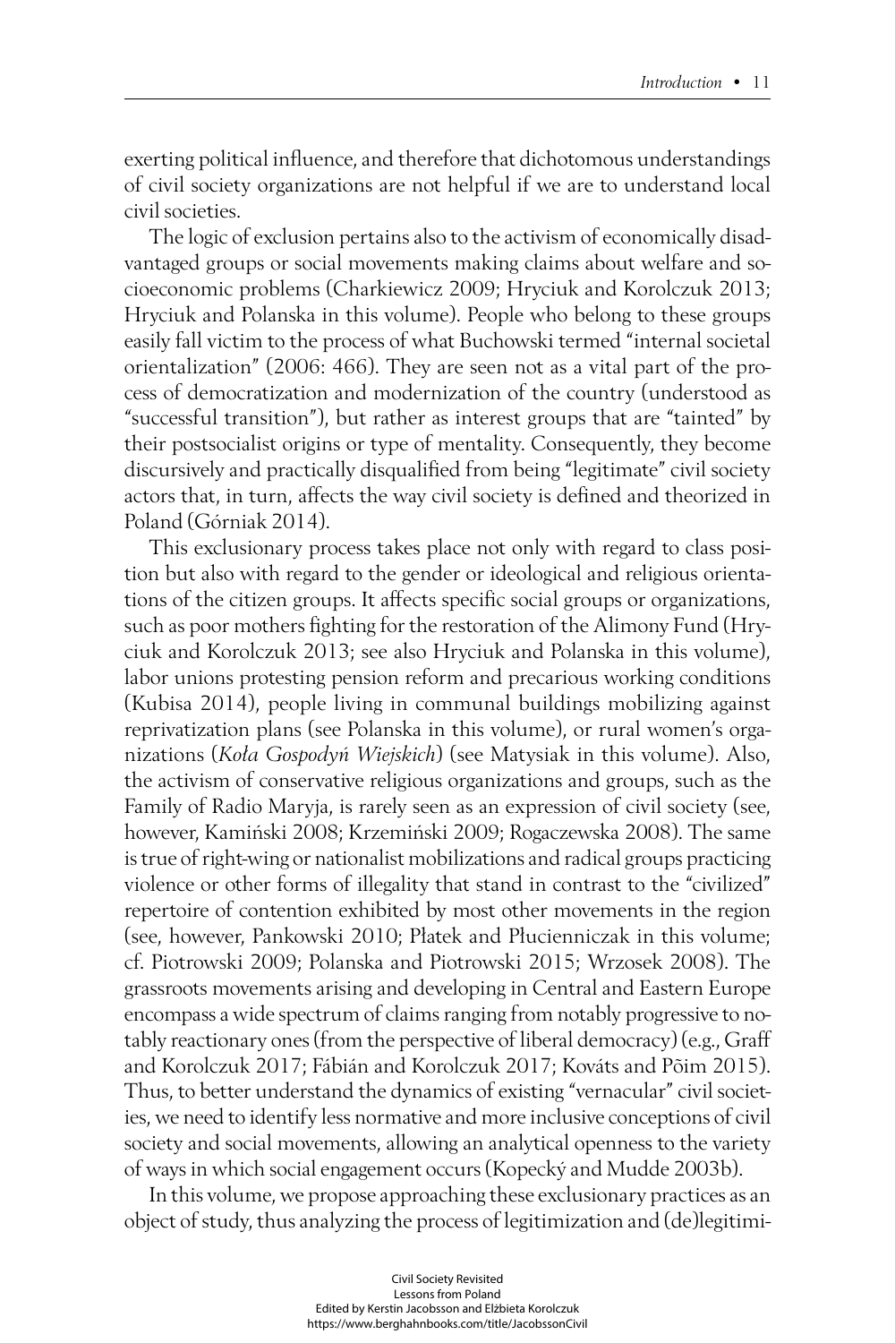exerting political influence, and therefore that dichotomous understandings of civil society organizations are not helpful if we are to understand local civil societies.

The logic of exclusion pertains also to the activism of economically disadvantaged groups or social movements making claims about welfare and socioeconomic problems (Charkiewicz 2009; Hryciuk and Korolczuk 2013; Hryciuk and Polanska in this volume). People who belong to these groups easily fall victim to the process of what Buchowski termed "internal societal orientalization" (2006: 466). They are seen not as a vital part of the process of democratization and modernization of the country (understood as "successful transition"), but rather as interest groups that are "tainted" by their postsocialist origins or type of mentality. Consequently, they become discursively and practically disqualified from being "legitimate" civil society actors that, in turn, affects the way civil society is defined and theorized in Poland (Górniak 2014).

This exclusionary process takes place not only with regard to class position but also with regard to the gender or ideological and religious orientations of the citizen groups. It affects specific social groups or organizations, such as poor mothers fighting for the restoration of the Alimony Fund (Hryciuk and Korolczuk 2013; see also Hryciuk and Polanska in this volume), labor unions protesting pension reform and precarious working conditions (Kubisa 2014), people living in communal buildings mobilizing against reprivatization plans (see Polanska in this volume), or rural women's organizations (*Koła Gospodyń Wiejskich*) (see Matysiak in this volume). Also, the activism of conservative religious organizations and groups, such as the Family of Radio Maryja, is rarely seen as an expression of civil society (see, however, Kamiński 2008; Krzemiński 2009; Rogaczewska 2008). The same is true of right-wing or nationalist mobilizations and radical groups practicing violence or other forms of illegality that stand in contrast to the "civilized" repertoire of contention exhibited by most other movements in the region (see, however, Pankowski 2010; Płatek and Płucienniczak in this volume; cf. Piotrowski 2009; Polanska and Piotrowski 2015; Wrzosek 2008). The grassroots movements arising and developing in Central and Eastern Europe encompass a wide spectrum of claims ranging from notably progressive to notably reactionary ones (from the perspective of liberal democracy) (e.g., Graff and Korolczuk 2017; Fábián and Korolczuk 2017; Kováts and Põim 2015). Thus, to better understand the dynamics of existing "vernacular" civil societies, we need to identify less normative and more inclusive conceptions of civil society and social movements, allowing an analytical openness to the variety of ways in which social engagement occurs (Kopecký and Mudde 2003b).

In this volume, we propose approaching these exclusionary practices as an object of study, thus analyzing the process of legitimization and (de)legitimi-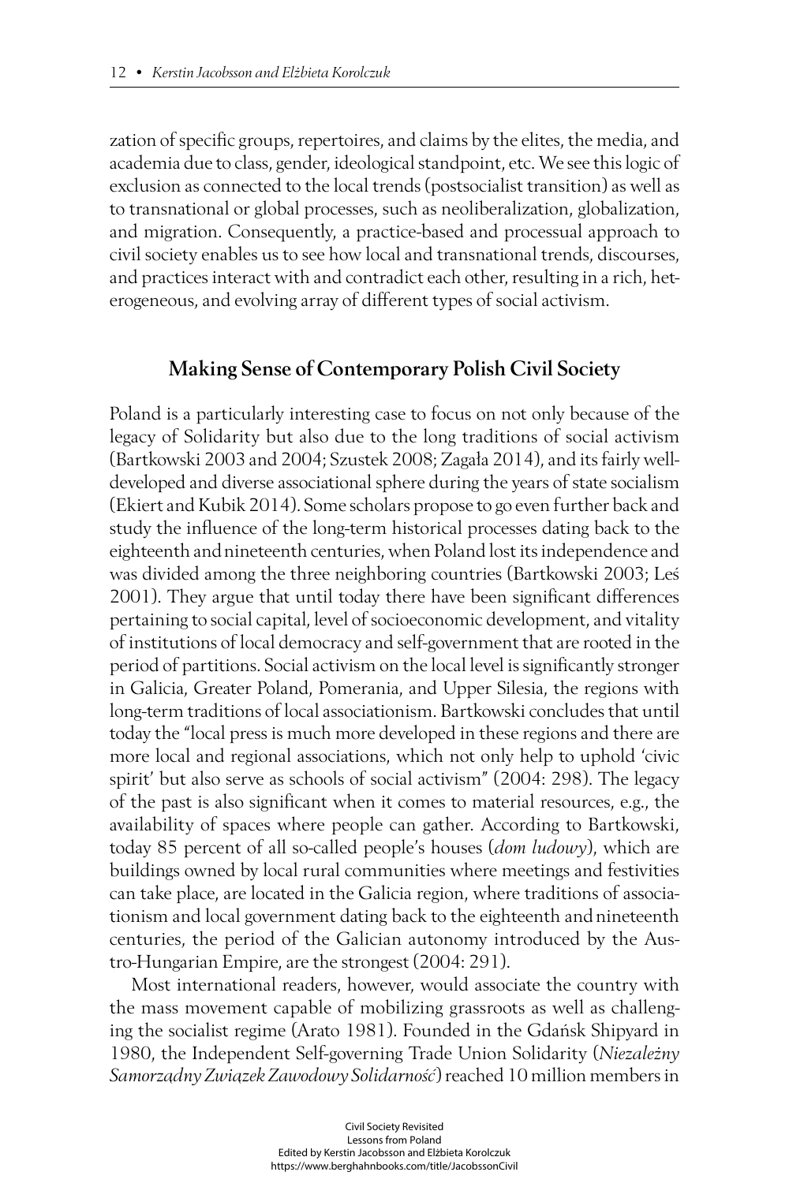zation of specific groups, repertoires, and claims by the elites, the media, and academia due to class, gender, ideological standpoint, etc. We see this logic of exclusion as connected to the local trends (postsocialist transition) as well as to transnational or global processes, such as neoliberalization, globalization, and migration. Consequently, a practice-based and processual approach to civil society enables us to see how local and transnational trends, discourses, and practices interact with and contradict each other, resulting in a rich, heterogeneous, and evolving array of different types of social activism.

## Making Sense of Contemporary Polish Civil Society

Poland is a particularly interesting case to focus on not only because of the legacy of Solidarity but also due to the long traditions of social activism (Bartkowski 2003 and 2004; Szustek 2008; Zagała 2014), and its fairly well-developed and diverse associational sphere during the years of state socialism (Ekiert and Kubik 2014). Some scholars propose to go even further back and study the influence of the long-term historical processes dating back to the eighteenth and nineteenth centuries, when Poland lost its independence and was divided among the three neighboring countries (Bartkowski 2003; Leś 2001). They argue that until today there have been significant differences pertaining to social capital, level of socioeconomic development, and vitality of institutions of local democracy and self-government that are rooted in the period of partitions. Social activism on the local level is significantly stronger in Galicia, Greater Poland, Pomerania, and Upper Silesia, the regions with long-term traditions of local associationism. Bartkowski concludes that until today the "local press is much more developed in these regions and there are more local and regional associations, which not only help to uphold 'civic spirit' but also serve as schools of social activism" (2004: 298). The legacy of the past is also significant when it comes to material resources, e.g., the availability of spaces where people can gather. According to Bartkowski, today 85 percent of all so-called people's houses (*dom ludowy*), which are buildings owned by local rural communities where meetings and festivities can take place, are located in the Galicia region, where traditions of associationism and local government dating back to the eighteenth and nineteenth centuries, the period of the Galician autonomy introduced by the Austro-Hungarian Empire, are the strongest (2004: 291).

Most international readers, however, would associate the country with the mass movement capable of mobilizing grassroots as well as challenging the socialist regime (Arato 1981). Founded in the Gdańsk Shipyard in 1980, the Independent Self-governing Trade Union Solidarity (*Niezależny Samorządny Związek Zawodowy Solidarność*) reached 10 million members in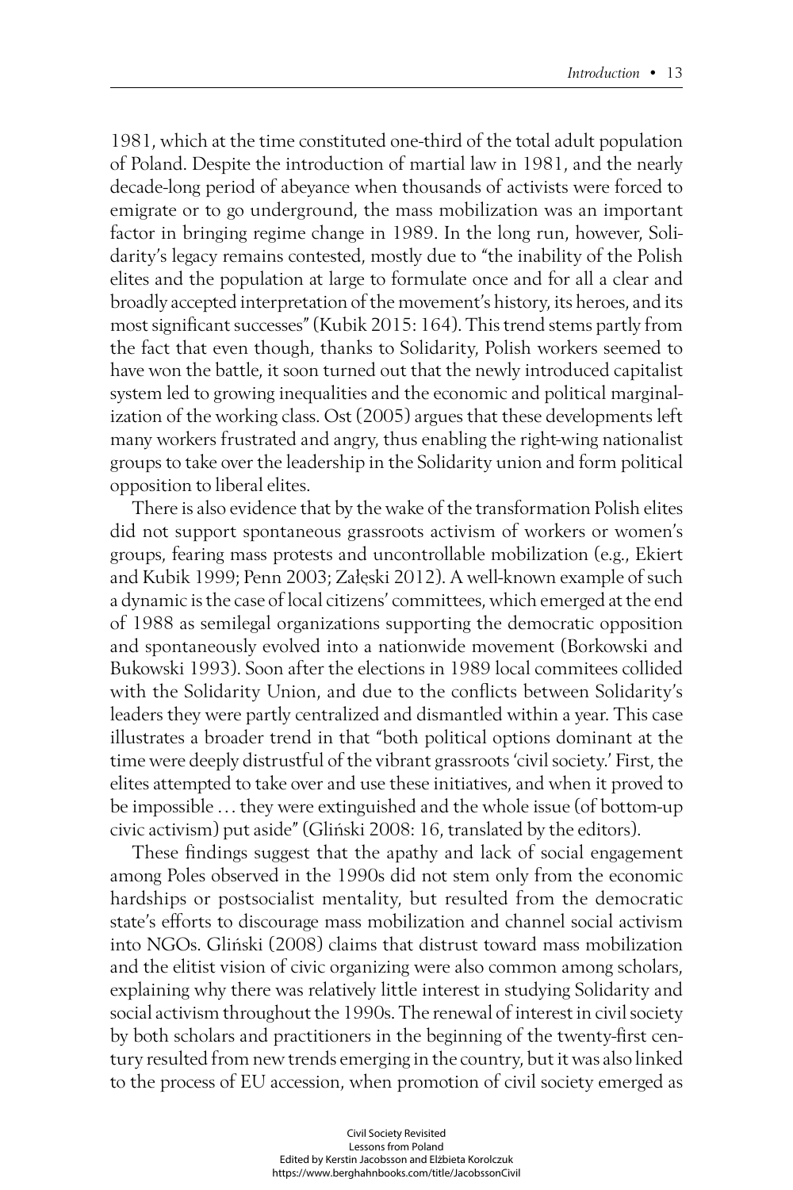1981, which at the time constituted one-third of the total adult population of Poland. Despite the introduction of martial law in 1981, and the nearly decade-long period of abeyance when thousands of activists were forced to emigrate or to go underground, the mass mobilization was an important factor in bringing regime change in 1989. In the long run, however, Solidarity's legacy remains contested, mostly due to "the inability of the Polish elites and the population at large to formulate once and for all a clear and broadly accepted interpretation of the movement's history, its heroes, and its most significant successes" (Kubik 2015: 164). This trend stems partly from the fact that even though, thanks to Solidarity, Polish workers seemed to have won the battle, it soon turned out that the newly introduced capitalist system led to growing inequalities and the economic and political marginalization of the working class. Ost (2005) argues that these developments left many workers frustrated and angry, thus enabling the right-wing nationalist groups to take over the leadership in the Solidarity union and form political opposition to liberal elites.

There is also evidence that by the wake of the transformation Polish elites did not support spontaneous grassroots activism of workers or women's groups, fearing mass protests and uncontrollable mobilization (e.g., Ekiert and Kubik 1999; Penn 2003; Załęski 2012). A well-known example of such a dynamic is the case of local citizens' committees, which emerged at the end of 1988 as semilegal organizations supporting the democratic opposition and spontaneously evolved into a nationwide movement (Borkowski and Bukowski 1993). Soon after the elections in 1989 local commitees collided with the Solidarity Union, and due to the conflicts between Solidarity's leaders they were partly centralized and dismantled within a year. This case illustrates a broader trend in that "both political options dominant at the time were deeply distrustful of the vibrant grassroots 'civil society.' First, the elites attempted to take over and use these initiatives, and when it proved to be impossible … they were extinguished and the whole issue (of bottom-up civic activism) put aside" (Gliński 2008: 16, translated by the editors).

These findings suggest that the apathy and lack of social engagement among Poles observed in the 1990s did not stem only from the economic hardships or postsocialist mentality, but resulted from the democratic state's efforts to discourage mass mobilization and channel social activism into NGOs. Gliński (2008) claims that distrust toward mass mobilization and the elitist vision of civic organizing were also common among scholars, explaining why there was relatively little interest in studying Solidarity and social activism throughout the 1990s. The renewal of interest in civil society by both scholars and practitioners in the beginning of the twenty-first century resulted from new trends emerging in the country, but it was also linked to the process of EU accession, when promotion of civil society emerged as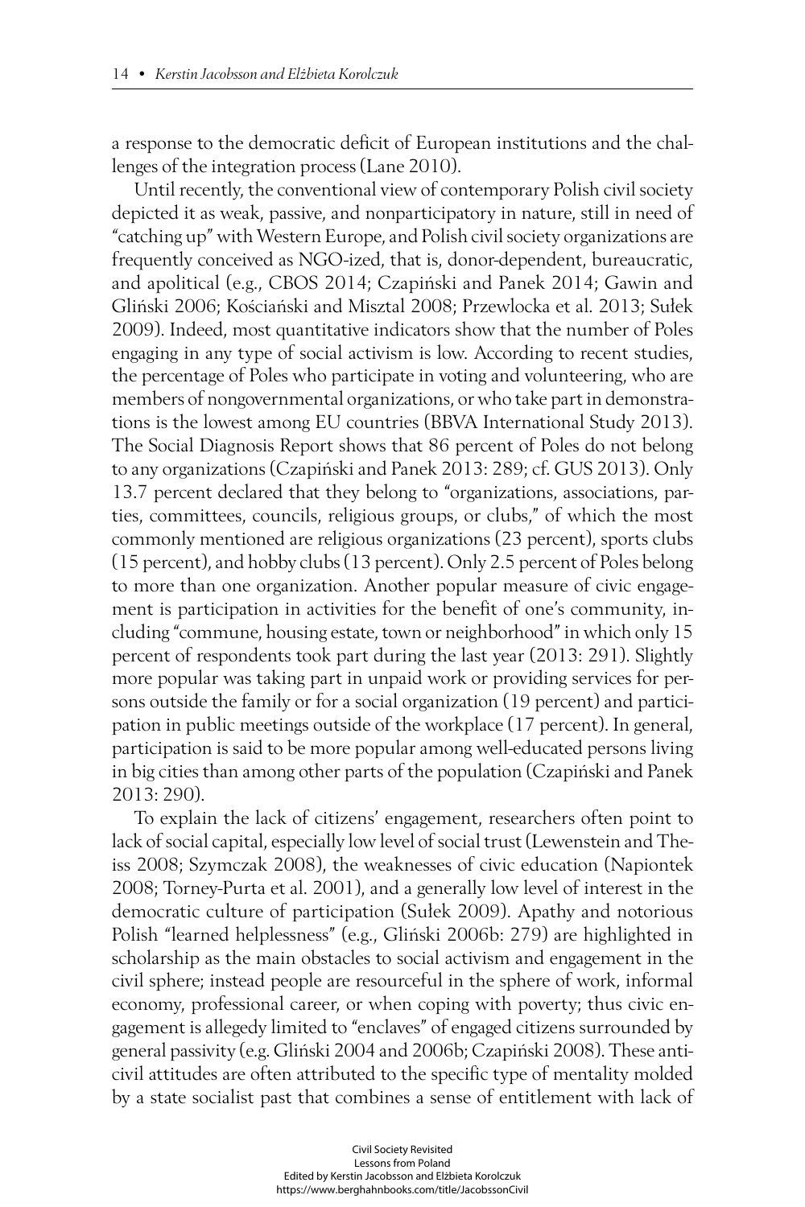a response to the democratic deficit of European institutions and the challenges of the integration process (Lane 2010).

Until recently, the conventional view of contemporary Polish civil society depicted it as weak, passive, and nonparticipatory in nature, still in need of "catching up" with Western Europe, and Polish civil society organizations are frequently conceived as NGO-ized, that is, donor-dependent, bureaucratic, and apolitical (e.g., CBOS 2014; Czapiński and Panek 2014; Gawin and Gliński 2006; Kościański and Misztal 2008; Przewlocka et al. 2013; Sułek 2009). Indeed, most quantitative indicators show that the number of Poles engaging in any type of social activism is low. According to recent studies, the percentage of Poles who participate in voting and volunteering, who are members of nongovernmental organizations, or who take part in demonstrations is the lowest among EU countries (BBVA International Study 2013). The Social Diagnosis Report shows that 86 percent of Poles do not belong to any organizations (Czapiński and Panek 2013: 289; cf. GUS 2013). Only 13.7 percent declared that they belong to "organizations, associations, parties, committees, councils, religious groups, or clubs," of which the most commonly mentioned are religious organizations (23 percent), sports clubs (15 percent), and hobby clubs (13 percent). Only 2.5 percent of Poles belong to more than one organization. Another popular measure of civic engagement is participation in activities for the benefit of one's community, including "commune, housing estate, town or neighborhood" in which only 15 percent of respondents took part during the last year (2013: 291). Slightly more popular was taking part in unpaid work or providing services for persons outside the family or for a social organization (19 percent) and participation in public meetings outside of the workplace (17 percent). In general, participation is said to be more popular among well-educated persons living in big cities than among other parts of the population (Czapiński and Panek 2013: 290).

To explain the lack of citizens' engagement, researchers often point to lack of social capital, especially low level of social trust (Lewenstein and Theiss 2008; Szymczak 2008), the weaknesses of civic education (Napiontek 2008; Torney-Purta et al. 2001), and a generally low level of interest in the democratic culture of participation (Sułek 2009). Apathy and notorious Polish "learned helplessness" (e.g., Gliński 2006b: 279) are highlighted in scholarship as the main obstacles to social activism and engagement in the civil sphere; instead people are resourceful in the sphere of work, informal economy, professional career, or when coping with poverty; thus civic engagement is allegedy limited to "enclaves" of engaged citizens surrounded by general passivity (e.g. Gliński 2004 and 2006b; Czapiński 2008). These anticivil attitudes are often attributed to the specific type of mentality molded by a state socialist past that combines a sense of entitlement with lack of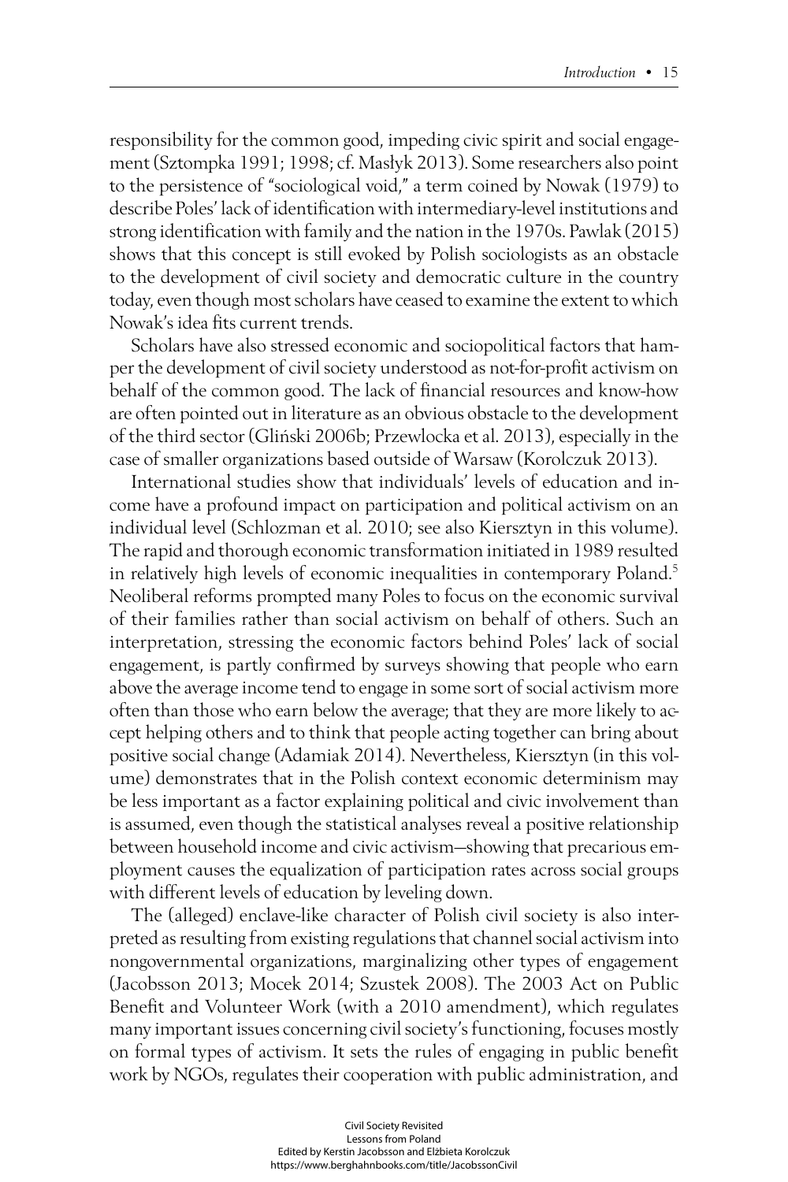responsibility for the common good, impeding civic spirit and social engagement (Sztompka 1991; 1998; cf. Masłyk 2013). Some researchers also point to the persistence of "sociological void," a term coined by Nowak (1979) to describe Poles' lack of identification with intermediary-level institutions and strong identification with family and the nation in the 1970s. Pawlak (2015) shows that this concept is still evoked by Polish sociologists as an obstacle to the development of civil society and democratic culture in the country today, even though most scholars have ceased to examine the extent to which Nowak's idea fits current trends.

Scholars have also stressed economic and sociopolitical factors that hamper the development of civil society understood as not-for-profit activism on behalf of the common good. The lack of financial resources and know-how are often pointed out in literature as an obvious obstacle to the development of the third sector (Gliński 2006b; Przewlocka et al. 2013), especially in the case of smaller organizations based outside of Warsaw (Korolczuk 2013).

International studies show that individuals' levels of education and income have a profound impact on participation and political activism on an individual level (Schlozman et al. 2010; see also Kiersztyn in this volume). The rapid and thorough economic transformation initiated in 1989 resulted in relatively high levels of economic inequalities in contemporary Poland.[5] Neoliberal reforms prompted many Poles to focus on the economic survival of their families rather than social activism on behalf of others. Such an interpretation, stressing the economic factors behind Poles' lack of social engagement, is partly confirmed by surveys showing that people who earn above the average income tend to engage in some sort of social activism more often than those who earn below the average; that they are more likely to accept helping others and to think that people acting together can bring about positive social change (Adamiak 2014). Nevertheless, Kiersztyn (in this volume) demonstrates that in the Polish context economic determinism may be less important as a factor explaining political and civic involvement than is assumed, even though the statistical analyses reveal a positive relationship between household income and civic activism—showing that precarious employment causes the equalization of participation rates across social groups with different levels of education by leveling down.

The (alleged) enclave-like character of Polish civil society is also interpreted as resulting from existing regulations that channel social activism into nongovernmental organizations, marginalizing other types of engagement (Jacobsson 2013; Mocek 2014; Szustek 2008). The 2003 Act on Public Benefit and Volunteer Work (with a 2010 amendment), which regulates many important issues concerning civil society's functioning, focuses mostly on formal types of activism. It sets the rules of engaging in public benefit work by NGOs, regulates their cooperation with public administration, and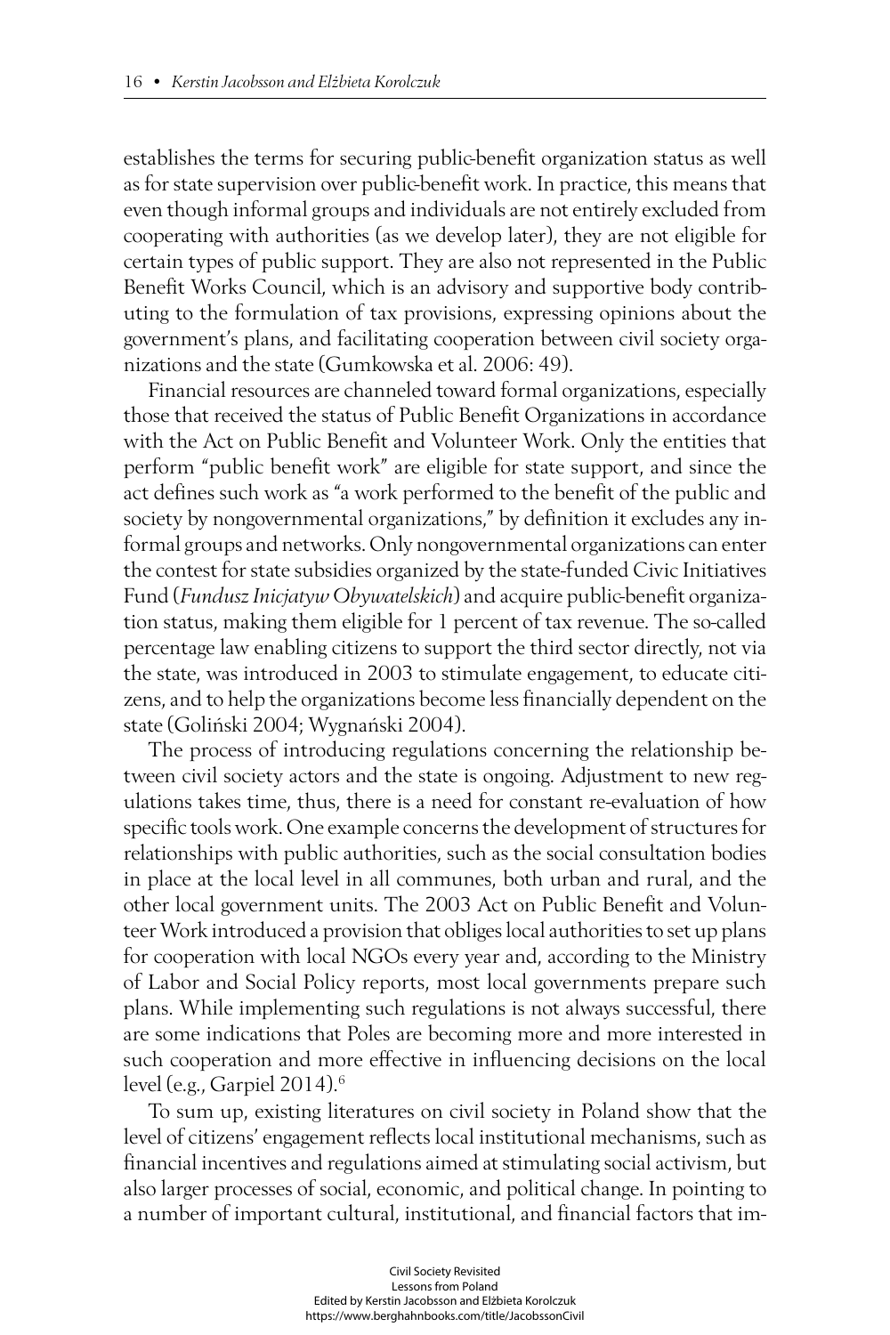establishes the terms for securing public-benefit organization status as well as for state supervision over public-benefit work. In practice, this means that even though informal groups and individuals are not entirely excluded from cooperating with authorities (as we develop later), they are not eligible for certain types of public support. They are also not represented in the Public Benefit Works Council, which is an advisory and supportive body contributing to the formulation of tax provisions, expressing opinions about the government's plans, and facilitating cooperation between civil society organizations and the state (Gumkowska et al. 2006: 49).

Financial resources are channeled toward formal organizations, especially those that received the status of Public Benefit Organizations in accordance with the Act on Public Benefit and Volunteer Work. Only the entities that perform "public benefit work" are eligible for state support, and since the act defines such work as "a work performed to the benefit of the public and society by nongovernmental organizations," by definition it excludes any informal groups and networks. Only nongovernmental organizations can enter the contest for state subsidies organized by the state-funded Civic Initiatives Fund (*Fundusz Inicjatyw Obywatelskich*) and acquire public-benefit organization status, making them eligible for 1 percent of tax revenue. The so-called percentage law enabling citizens to support the third sector directly, not via the state, was introduced in 2003 to stimulate engagement, to educate citizens, and to help the organizations become less financially dependent on the state (Goliński 2004; Wygnański 2004).

The process of introducing regulations concerning the relationship between civil society actors and the state is ongoing. Adjustment to new regulations takes time, thus, there is a need for constant re-evaluation of how specific tools work. One example concerns the development of structures for relationships with public authorities, such as the social consultation bodies in place at the local level in all communes, both urban and rural, and the other local government units. The 2003 Act on Public Benefit and Volunteer Work introduced a provision that obliges local authorities to set up plans for cooperation with local NGOs every year and, according to the Ministry of Labor and Social Policy reports, most local governments prepare such plans. While implementing such regulations is not always successful, there are some indications that Poles are becoming more and more interested in such cooperation and more effective in influencing decisions on the local level (e.g., Garpiel 2014).[6]

To sum up, existing literatures on civil society in Poland show that the level of citizens' engagement reflects local institutional mechanisms, such as financial incentives and regulations aimed at stimulating social activism, but also larger processes of social, economic, and political change. In pointing to a number of important cultural, institutional, and financial factors that im-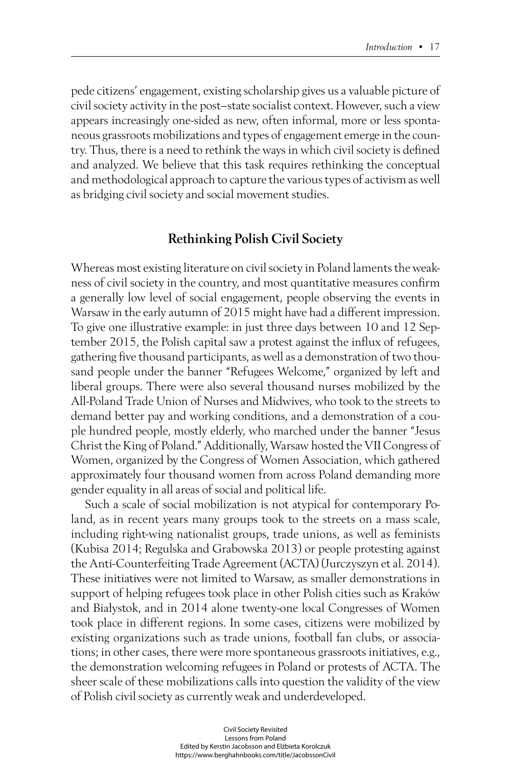pede citizens' engagement, existing scholarship gives us a valuable picture of civil society activity in the post–state socialist context. However, such a view appears increasingly one-sided as new, often informal, more or less spontaneous grassroots mobilizations and types of engagement emerge in the country. Thus, there is a need to rethink the ways in which civil society is defined and analyzed. We believe that this task requires rethinking the conceptual and methodological approach to capture the various types of activism as well as bridging civil society and social movement studies.

## Rethinking Polish Civil Society

Whereas most existing literature on civil society in Poland laments the weakness of civil society in the country, and most quantitative measures confirm a generally low level of social engagement, people observing the events in Warsaw in the early autumn of 2015 might have had a different impression. To give one illustrative example: in just three days between 10 and 12 September 2015, the Polish capital saw a protest against the influx of refugees, gathering five thousand participants, as well as a demonstration of two thousand people under the banner "Refugees Welcome," organized by left and liberal groups. There were also several thousand nurses mobilized by the All-Poland Trade Union of Nurses and Midwives, who took to the streets to demand better pay and working conditions, and a demonstration of a couple hundred people, mostly elderly, who marched under the banner "Jesus Christ the King of Poland." Additionally, Warsaw hosted the VII Congress of Women, organized by the Congress of Women Association, which gathered approximately four thousand women from across Poland demanding more gender equality in all areas of social and political life.

Such a scale of social mobilization is not atypical for contemporary Poland, as in recent years many groups took to the streets on a mass scale, including right-wing nationalist groups, trade unions, as well as feminists (Kubisa 2014; Regulska and Grabowska 2013) or people protesting against the Anti-Counterfeiting Trade Agreement (ACTA) (Jurczyszyn et al. 2014). These initiatives were not limited to Warsaw, as smaller demonstrations in support of helping refugees took place in other Polish cities such as Kraków and Białystok, and in 2014 alone twenty-one local Congresses of Women took place in different regions. In some cases, citizens were mobilized by existing organizations such as trade unions, football fan clubs, or associations; in other cases, there were more spontaneous grassroots initiatives, e.g., the demonstration welcoming refugees in Poland or protests of ACTA. The sheer scale of these mobilizations calls into question the validity of the view of Polish civil society as currently weak and underdeveloped.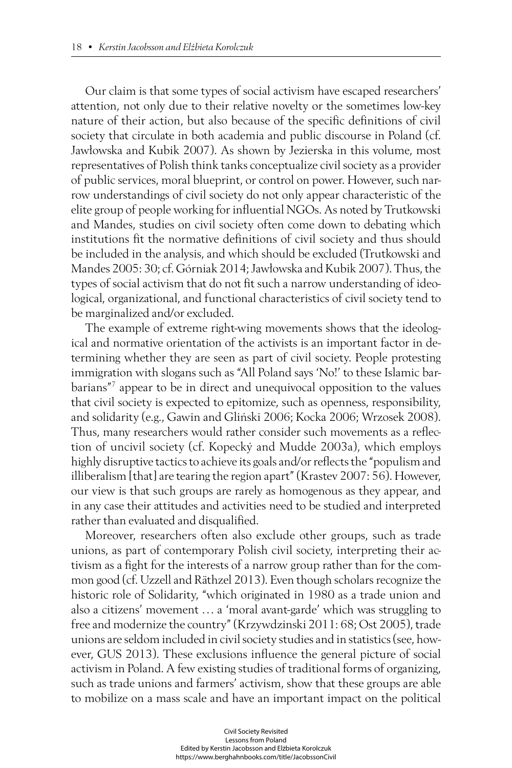Our claim is that some types of social activism have escaped researchers' attention, not only due to their relative novelty or the sometimes low-key nature of their action, but also because of the specific definitions of civil society that circulate in both academia and public discourse in Poland (cf. Jawłowska and Kubik 2007). As shown by Jezierska in this volume, most representatives of Polish think tanks conceptualize civil society as a provider of public services, moral blueprint, or control on power. However, such narrow understandings of civil society do not only appear characteristic of the elite group of people working for influential NGOs. As noted by Trutkowski and Mandes, studies on civil society often come down to debating which institutions fit the normative definitions of civil society and thus should be included in the analysis, and which should be excluded (Trutkowski and Mandes 2005: 30; cf. Górniak 2014; Jawłowska and Kubik 2007). Thus, the types of social activism that do not fit such a narrow understanding of ideological, organizational, and functional characteristics of civil society tend to be marginalized and/or excluded.

The example of extreme right-wing movements shows that the ideological and normative orientation of the activists is an important factor in determining whether they are seen as part of civil society. People protesting immigration with slogans such as "All Poland says 'No!' to these Islamic barbarians"[7] appear to be in direct and unequivocal opposition to the values that civil society is expected to epitomize, such as openness, responsibility, and solidarity (e.g., Gawin and Gliński 2006; Kocka 2006; Wrzosek 2008). Thus, many researchers would rather consider such movements as a reflection of uncivil society (cf. Kopecký and Mudde 2003a), which employs highly disruptive tactics to achieve its goals and/or reflects the "populism and illiberalism [that] are tearing the region apart" (Krastev 2007: 56). However, our view is that such groups are rarely as homogenous as they appear, and in any case their attitudes and activities need to be studied and interpreted rather than evaluated and disqualified.

Moreover, researchers often also exclude other groups, such as trade unions, as part of contemporary Polish civil society, interpreting their activism as a fight for the interests of a narrow group rather than for the common good (cf. Uzzell and Räthzel 2013). Even though scholars recognize the historic role of Solidarity, "which originated in 1980 as a trade union and also a citizens' movement … a 'moral avant-garde' which was struggling to free and modernize the country" (Krzywdzinski 2011: 68; Ost 2005), trade unions are seldom included in civil society studies and in statistics (see, however, GUS 2013). These exclusions influence the general picture of social activism in Poland. A few existing studies of traditional forms of organizing, such as trade unions and farmers' activism, show that these groups are able to mobilize on a mass scale and have an important impact on the political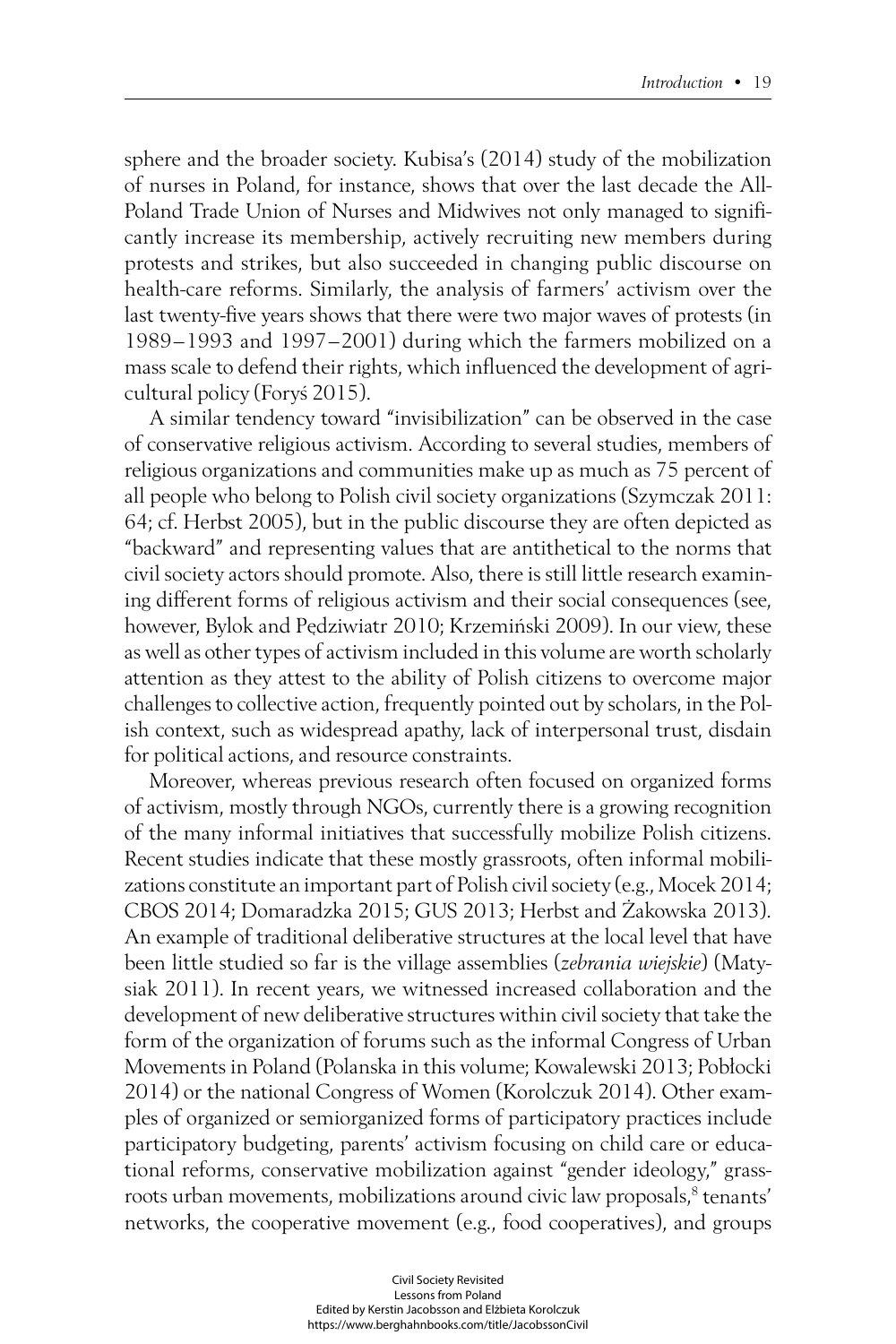sphere and the broader society. Kubisa's (2014) study of the mobilization of nurses in Poland, for instance, shows that over the last decade the All-Poland Trade Union of Nurses and Midwives not only managed to significantly increase its membership, actively recruiting new members during protests and strikes, but also succeeded in changing public discourse on health-care reforms. Similarly, the analysis of farmers' activism over the last twenty-five years shows that there were two major waves of protests (in 1989–1993 and 1997–2001) during which the farmers mobilized on a mass scale to defend their rights, which influenced the development of agricultural policy (Foryś 2015).

A similar tendency toward "invisibilization" can be observed in the case of conservative religious activism. According to several studies, members of religious organizations and communities make up as much as 75 percent of all people who belong to Polish civil society organizations (Szymczak 2011: 64; cf. Herbst 2005), but in the public discourse they are often depicted as "backward" and representing values that are antithetical to the norms that civil society actors should promote. Also, there is still little research examining different forms of religious activism and their social consequences (see, however, Bylok and Pędziwiatr 2010; Krzemiński 2009). In our view, these as well as other types of activism included in this volume are worth scholarly attention as they attest to the ability of Polish citizens to overcome major challenges to collective action, frequently pointed out by scholars, in the Polish context, such as widespread apathy, lack of interpersonal trust, disdain for political actions, and resource constraints.

Moreover, whereas previous research often focused on organized forms of activism, mostly through NGOs, currently there is a growing recognition of the many informal initiatives that successfully mobilize Polish citizens. Recent studies indicate that these mostly grassroots, often informal mobilizations constitute an important part of Polish civil society (e.g., Mocek 2014; CBOS 2014; Domaradzka 2015; GUS 2013; Herbst and Żakowska 2013). An example of traditional deliberative structures at the local level that have been little studied so far is the village assemblies (*zebrania wiejskie*) (Matysiak 2011). In recent years, we witnessed increased collaboration and the development of new deliberative structures within civil society that take the form of the organization of forums such as the informal Congress of Urban Movements in Poland (Polanska in this volume; Kowalewski 2013; Pobłocki 2014) or the national Congress of Women (Korolczuk 2014). Other examples of organized or semiorganized forms of participatory practices include participatory budgeting, parents' activism focusing on child care or educational reforms, conservative mobilization against "gender ideology," grassroots urban movements, mobilizations around civic law proposals,[8] tenants' networks, the cooperative movement (e.g., food cooperatives), and groups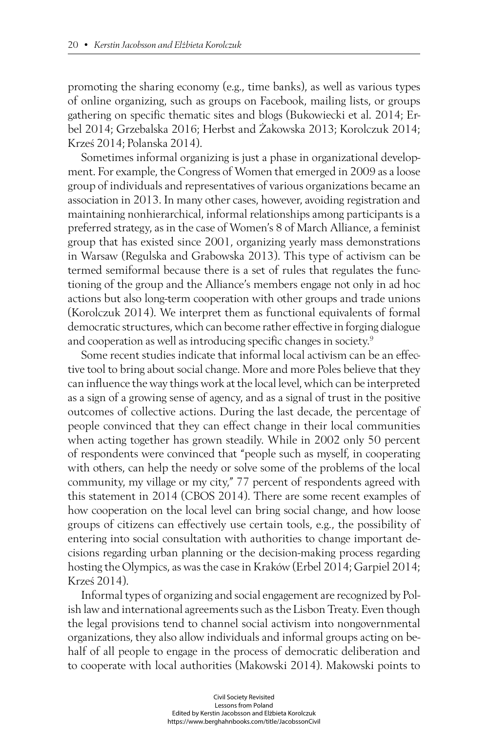promoting the sharing economy (e.g., time banks), as well as various types of online organizing, such as groups on Facebook, mailing lists, or groups gathering on specific thematic sites and blogs (Bukowiecki et al. 2014; Erbel 2014; Grzebalska 2016; Herbst and Żakowska 2013; Korolczuk 2014; Krześ 2014; Polanska 2014).

Sometimes informal organizing is just a phase in organizational development. For example, the Congress of Women that emerged in 2009 as a loose group of individuals and representatives of various organizations became an association in 2013. In many other cases, however, avoiding registration and maintaining nonhierarchical, informal relationships among participants is a preferred strategy, as in the case of Women's 8 of March Alliance, a feminist group that has existed since 2001, organizing yearly mass demonstrations in Warsaw (Regulska and Grabowska 2013). This type of activism can be termed semiformal because there is a set of rules that regulates the functioning of the group and the Alliance's members engage not only in ad hoc actions but also long-term cooperation with other groups and trade unions (Korolczuk 2014). We interpret them as functional equivalents of formal democratic structures, which can become rather effective in forging dialogue and cooperation as well as introducing specific changes in society.[9]

Some recent studies indicate that informal local activism can be an effective tool to bring about social change. More and more Poles believe that they can influence the way things work at the local level, which can be interpreted as a sign of a growing sense of agency, and as a signal of trust in the positive outcomes of collective actions. During the last decade, the percentage of people convinced that they can effect change in their local communities when acting together has grown steadily. While in 2002 only 50 percent of respondents were convinced that "people such as myself, in cooperating with others, can help the needy or solve some of the problems of the local community, my village or my city," 77 percent of respondents agreed with this statement in 2014 (CBOS 2014). There are some recent examples of how cooperation on the local level can bring social change, and how loose groups of citizens can effectively use certain tools, e.g., the possibility of entering into social consultation with authorities to change important decisions regarding urban planning or the decision-making process regarding hosting the Olympics, as was the case in Kraków (Erbel 2014; Garpiel 2014; Krześ 2014).

Informal types of organizing and social engagement are recognized by Polish law and international agreements such as the Lisbon Treaty. Even though the legal provisions tend to channel social activism into nongovernmental organizations, they also allow individuals and informal groups acting on behalf of all people to engage in the process of democratic deliberation and to cooperate with local authorities (Makowski 2014). Makowski points to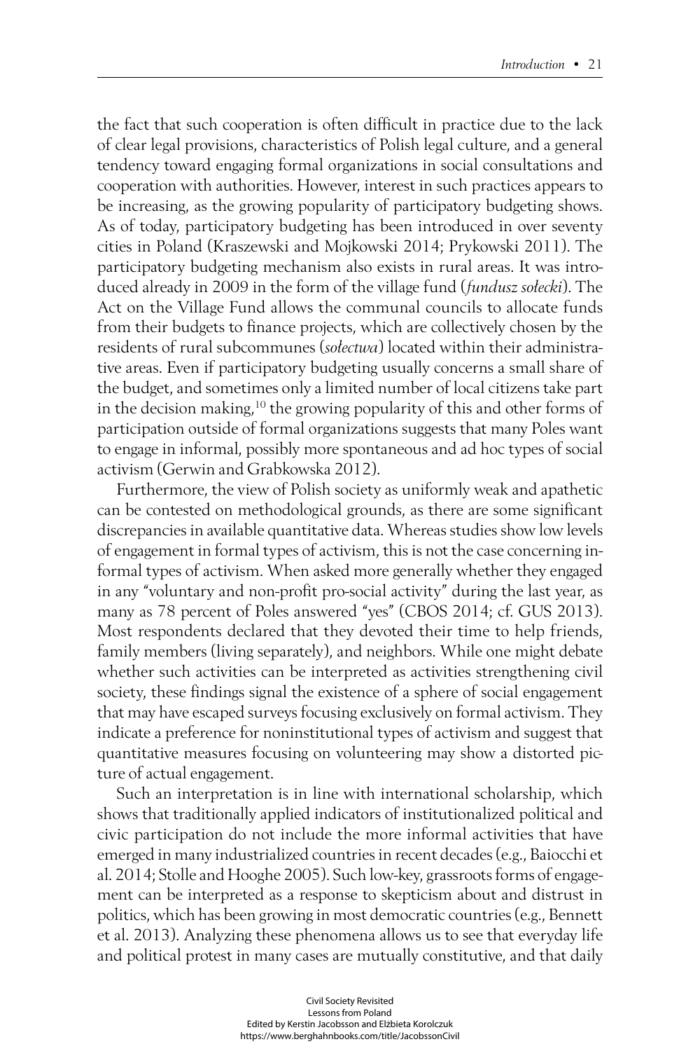the fact that such cooperation is often difficult in practice due to the lack of clear legal provisions, characteristics of Polish legal culture, and a general tendency toward engaging formal organizations in social consultations and cooperation with authorities. However, interest in such practices appears to be increasing, as the growing popularity of participatory budgeting shows. As of today, participatory budgeting has been introduced in over seventy cities in Poland (Kraszewski and Mojkowski 2014; Prykowski 2011). The participatory budgeting mechanism also exists in rural areas. It was introduced already in 2009 in the form of the village fund (*fundusz sołecki*). The Act on the Village Fund allows the communal councils to allocate funds from their budgets to finance projects, which are collectively chosen by the residents of rural subcommunes (*sołectwa*) located within their administrative areas. Even if participatory budgeting usually concerns a small share of the budget, and sometimes only a limited number of local citizens take part in the decision making,[10] the growing popularity of this and other forms of participation outside of formal organizations suggests that many Poles want to engage in informal, possibly more spontaneous and ad hoc types of social activism (Gerwin and Grabkowska 2012).

Furthermore, the view of Polish society as uniformly weak and apathetic can be contested on methodological grounds, as there are some significant discrepancies in available quantitative data. Whereas studies show low levels of engagement in formal types of activism, this is not the case concerning informal types of activism. When asked more generally whether they engaged in any "voluntary and non-profit pro-social activity" during the last year, as many as 78 percent of Poles answered "yes" (CBOS 2014; cf. GUS 2013). Most respondents declared that they devoted their time to help friends, family members (living separately), and neighbors. While one might debate whether such activities can be interpreted as activities strengthening civil society, these findings signal the existence of a sphere of social engagement that may have escaped surveys focusing exclusively on formal activism. They indicate a preference for noninstitutional types of activism and suggest that quantitative measures focusing on volunteering may show a distorted picture of actual engagement.

Such an interpretation is in line with international scholarship, which shows that traditionally applied indicators of institutionalized political and civic participation do not include the more informal activities that have emerged in many industrialized countries in recent decades (e.g., Baiocchi et al. 2014; Stolle and Hooghe 2005). Such low-key, grassroots forms of engagement can be interpreted as a response to skepticism about and distrust in politics, which has been growing in most democratic countries (e.g., Bennett et al. 2013). Analyzing these phenomena allows us to see that everyday life and political protest in many cases are mutually constitutive, and that daily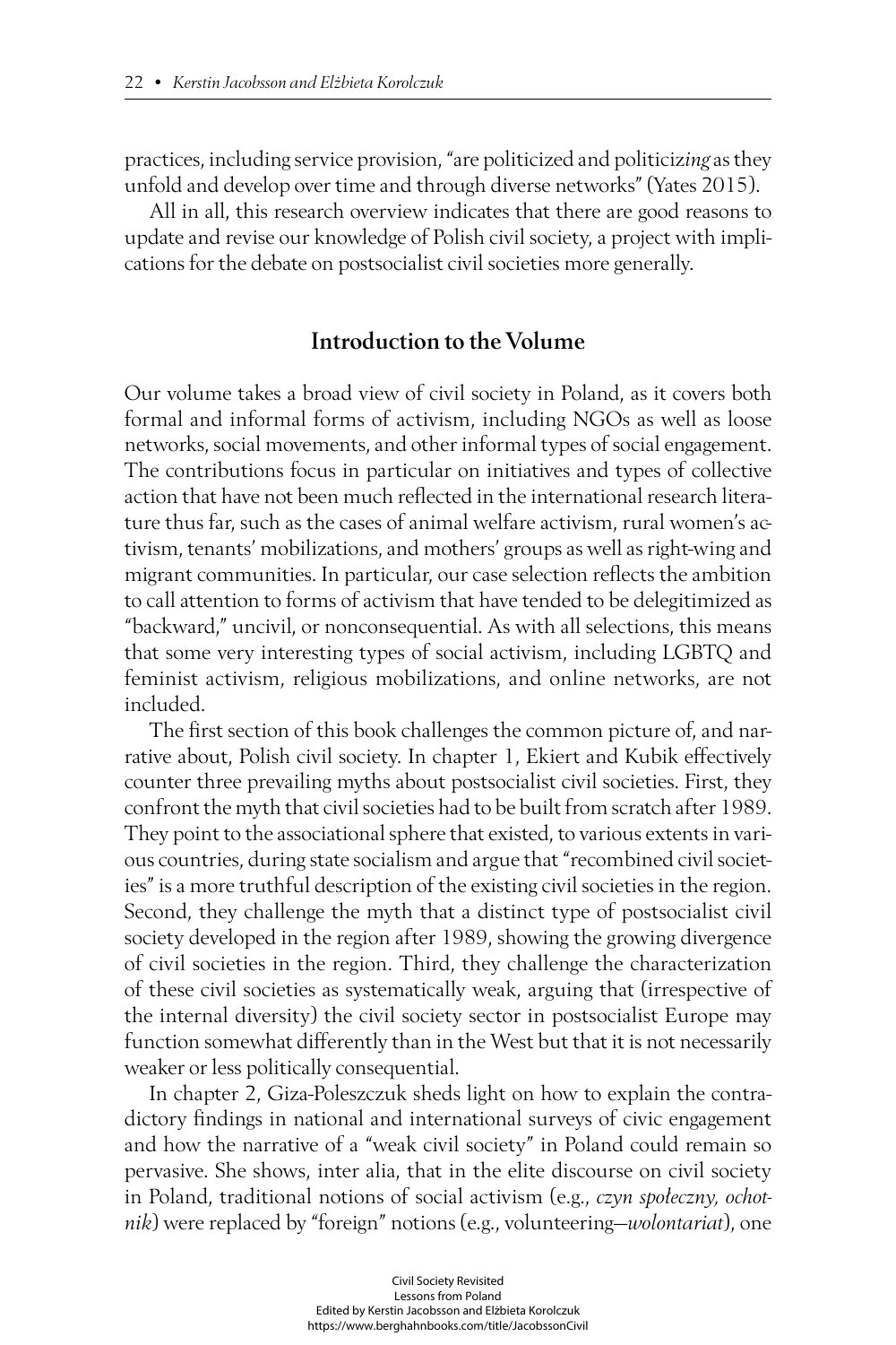practices, including service provision, "are politicized and politiciz*ing* as they unfold and develop over time and through diverse networks" (Yates 2015).

All in all, this research overview indicates that there are good reasons to update and revise our knowledge of Polish civil society, a project with implications for the debate on postsocialist civil societies more generally.

## Introduction to the Volume

Our volume takes a broad view of civil society in Poland, as it covers both formal and informal forms of activism, including NGOs as well as loose networks, social movements, and other informal types of social engagement. The contributions focus in particular on initiatives and types of collective action that have not been much reflected in the international research literature thus far, such as the cases of animal welfare activism, rural women's activism, tenants' mobilizations, and mothers' groups as well as right-wing and migrant communities. In particular, our case selection reflects the ambition to call attention to forms of activism that have tended to be delegitimized as "backward," uncivil, or nonconsequential. As with all selections, this means that some very interesting types of social activism, including LGBTQ and feminist activism, religious mobilizations, and online networks, are not included.

The first section of this book challenges the common picture of, and narrative about, Polish civil society. In chapter 1, Ekiert and Kubik effectively counter three prevailing myths about postsocialist civil societies. First, they confront the myth that civil societies had to be built from scratch after 1989. They point to the associational sphere that existed, to various extents in various countries, during state socialism and argue that "recombined civil societies" is a more truthful description of the existing civil societies in the region. Second, they challenge the myth that a distinct type of postsocialist civil society developed in the region after 1989, showing the growing divergence of civil societies in the region. Third, they challenge the characterization of these civil societies as systematically weak, arguing that (irrespective of the internal diversity) the civil society sector in postsocialist Europe may function somewhat differently than in the West but that it is not necessarily weaker or less politically consequential.

In chapter 2, Giza-Poleszczuk sheds light on how to explain the contradictory findings in national and international surveys of civic engagement and how the narrative of a "weak civil society" in Poland could remain so pervasive. She shows, inter alia, that in the elite discourse on civil society in Poland, traditional notions of social activism (e.g., *czyn społeczny, ochotnik*) were replaced by "foreign" notions (e.g., volunteering—*wolontariat*), one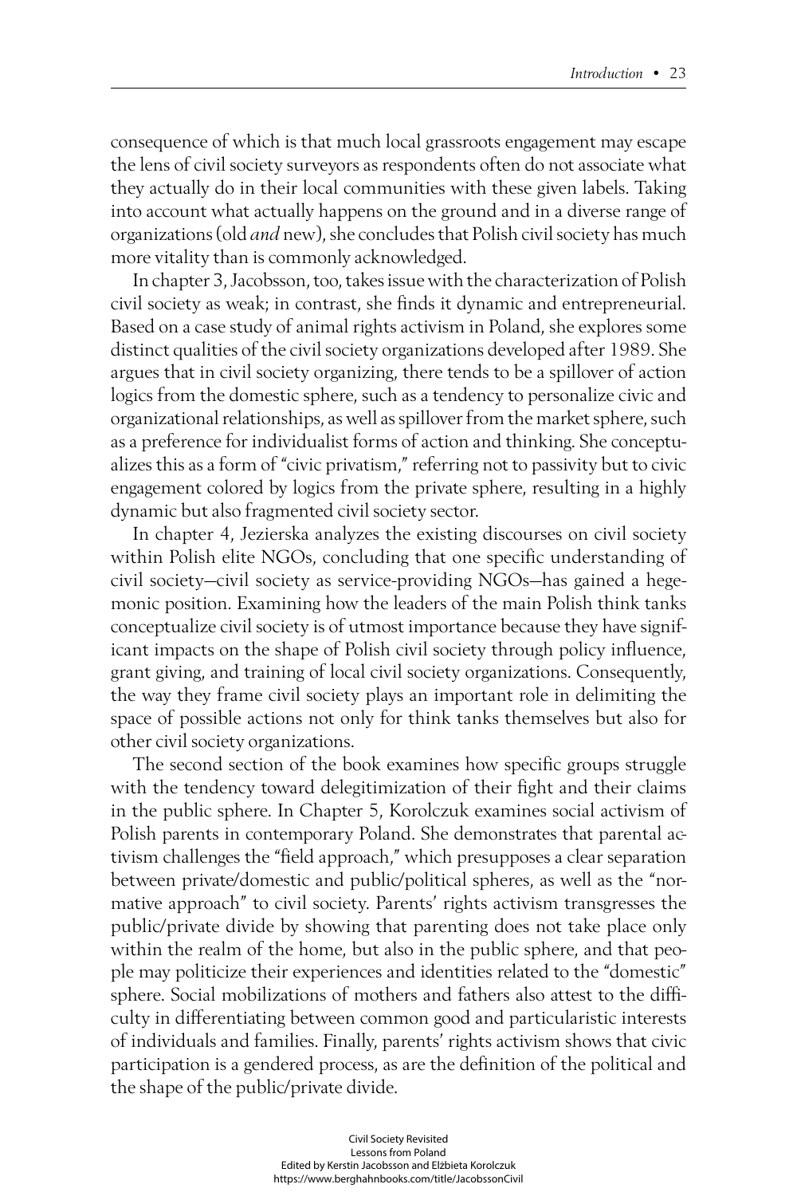consequence of which is that much local grassroots engagement may escape the lens of civil society surveyors as respondents often do not associate what they actually do in their local communities with these given labels. Taking into account what actually happens on the ground and in a diverse range of organizations (old *and* new), she concludes that Polish civil society has much more vitality than is commonly acknowledged.

In chapter 3, Jacobsson, too, takes issue with the characterization of Polish civil society as weak; in contrast, she finds it dynamic and entrepreneurial. Based on a case study of animal rights activism in Poland, she explores some distinct qualities of the civil society organizations developed after 1989. She argues that in civil society organizing, there tends to be a spillover of action logics from the domestic sphere, such as a tendency to personalize civic and organizational relationships, as well as spillover from the market sphere, such as a preference for individualist forms of action and thinking. She conceptualizes this as a form of "civic privatism," referring not to passivity but to civic engagement colored by logics from the private sphere, resulting in a highly dynamic but also fragmented civil society sector.

In chapter 4, Jezierska analyzes the existing discourses on civil society within Polish elite NGOs, concluding that one specific understanding of civil society—civil society as service-providing NGOs—has gained a hegemonic position. Examining how the leaders of the main Polish think tanks conceptualize civil society is of utmost importance because they have significant impacts on the shape of Polish civil society through policy influence, grant giving, and training of local civil society organizations. Consequently, the way they frame civil society plays an important role in delimiting the space of possible actions not only for think tanks themselves but also for other civil society organizations.

The second section of the book examines how specific groups struggle with the tendency toward delegitimization of their fight and their claims in the public sphere. In Chapter 5, Korolczuk examines social activism of Polish parents in contemporary Poland. She demonstrates that parental activism challenges the "field approach," which presupposes a clear separation between private/domestic and public/political spheres, as well as the "normative approach" to civil society. Parents' rights activism transgresses the public/private divide by showing that parenting does not take place only within the realm of the home, but also in the public sphere, and that people may politicize their experiences and identities related to the "domestic" sphere. Social mobilizations of mothers and fathers also attest to the difficulty in differentiating between common good and particularistic interests of individuals and families. Finally, parents' rights activism shows that civic participation is a gendered process, as are the definition of the political and the shape of the public/private divide.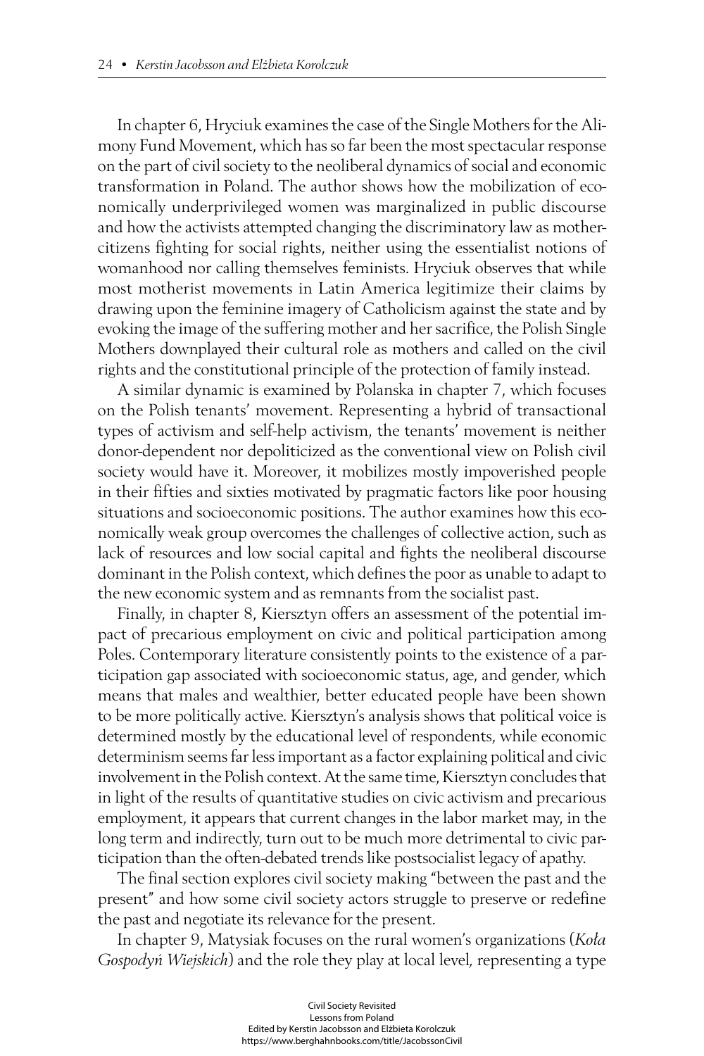In chapter 6, Hryciuk examines the case of the Single Mothers for the Alimony Fund Movement, which has so far been the most spectacular response on the part of civil society to the neoliberal dynamics of social and economic transformation in Poland. The author shows how the mobilization of economically underprivileged women was marginalized in public discourse and how the activists attempted changing the discriminatory law as mother-citizens fighting for social rights, neither using the essentialist notions of womanhood nor calling themselves feminists. Hryciuk observes that while most motherist movements in Latin America legitimize their claims by drawing upon the feminine imagery of Catholicism against the state and by evoking the image of the suffering mother and her sacrifice, the Polish Single Mothers downplayed their cultural role as mothers and called on the civil rights and the constitutional principle of the protection of family instead.

A similar dynamic is examined by Polanska in chapter 7, which focuses on the Polish tenants' movement. Representing a hybrid of transactional types of activism and self-help activism, the tenants' movement is neither donor-dependent nor depoliticized as the conventional view on Polish civil society would have it. Moreover, it mobilizes mostly impoverished people in their fifties and sixties motivated by pragmatic factors like poor housing situations and socioeconomic positions. The author examines how this economically weak group overcomes the challenges of collective action, such as lack of resources and low social capital and fights the neoliberal discourse dominant in the Polish context, which defines the poor as unable to adapt to the new economic system and as remnants from the socialist past.

Finally, in chapter 8, Kiersztyn offers an assessment of the potential impact of precarious employment on civic and political participation among Poles. Contemporary literature consistently points to the existence of a participation gap associated with socioeconomic status, age, and gender, which means that males and wealthier, better educated people have been shown to be more politically active. Kiersztyn's analysis shows that political voice is determined mostly by the educational level of respondents, while economic determinism seems far less important as a factor explaining political and civic involvement in the Polish context. At the same time, Kiersztyn concludes that in light of the results of quantitative studies on civic activism and precarious employment, it appears that current changes in the labor market may, in the long term and indirectly, turn out to be much more detrimental to civic participation than the often-debated trends like postsocialist legacy of apathy.

The final section explores civil society making "between the past and the present" and how some civil society actors struggle to preserve or redefine the past and negotiate its relevance for the present.

In chapter 9, Matysiak focuses on the rural women's organizations (*Koła Gospodyń Wiejskich*) and the role they play at local level, representing a type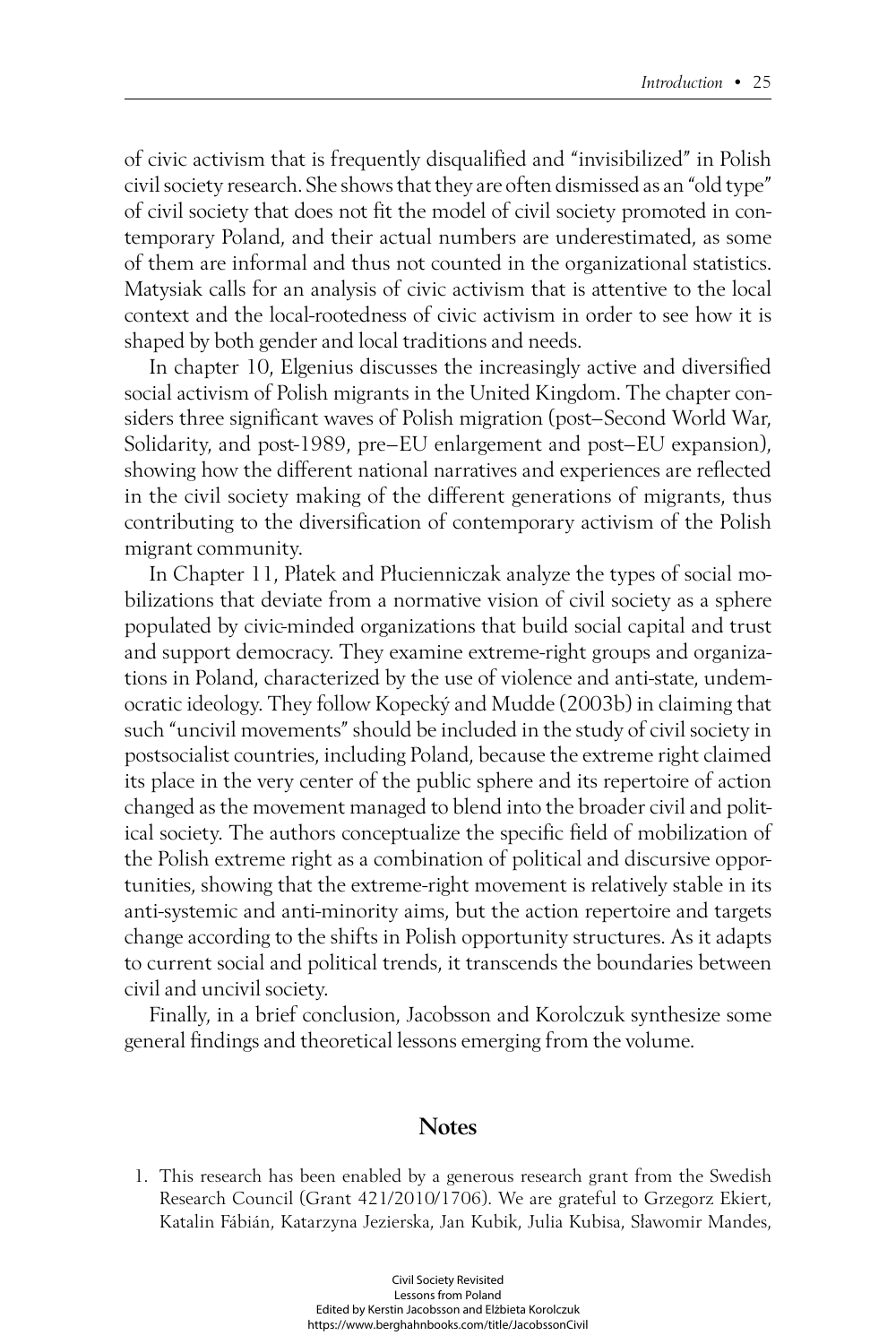of civic activism that is frequently disqualified and "invisibilized" in Polish civil society research. She shows that they are often dismissed as an "old type" of civil society that does not fit the model of civil society promoted in contemporary Poland, and their actual numbers are underestimated, as some of them are informal and thus not counted in the organizational statistics. Matysiak calls for an analysis of civic activism that is attentive to the local context and the local-rootedness of civic activism in order to see how it is shaped by both gender and local traditions and needs.

In chapter 10, Elgenius discusses the increasingly active and diversified social activism of Polish migrants in the United Kingdom. The chapter considers three significant waves of Polish migration (post–Second World War, Solidarity, and post-1989, pre–EU enlargement and post–EU expansion), showing how the different national narratives and experiences are reflected in the civil society making of the different generations of migrants, thus contributing to the diversification of contemporary activism of the Polish migrant community.

In Chapter 11, Płatek and Płucienniczak analyze the types of social mobilizations that deviate from a normative vision of civil society as a sphere populated by civic-minded organizations that build social capital and trust and support democracy. They examine extreme-right groups and organizations in Poland, characterized by the use of violence and anti-state, undemocratic ideology. They follow Kopecký and Mudde (2003b) in claiming that such "uncivil movements" should be included in the study of civil society in postsocialist countries, including Poland, because the extreme right claimed its place in the very center of the public sphere and its repertoire of action changed as the movement managed to blend into the broader civil and political society. The authors conceptualize the specific field of mobilization of the Polish extreme right as a combination of political and discursive opportunities, showing that the extreme-right movement is relatively stable in its anti-systemic and anti-minority aims, but the action repertoire and targets change according to the shifts in Polish opportunity structures. As it adapts to current social and political trends, it transcends the boundaries between civil and uncivil society.

Finally, in a brief conclusion, Jacobsson and Korolczuk synthesize some general findings and theoretical lessons emerging from the volume.

## Notes

1. This research has been enabled by a generous research grant from the Swedish Research Council (Grant 421/2010/1706). We are grateful to Grzegorz Ekiert, Katalin Fábián, Katarzyna Jezierska, Jan Kubik, Julia Kubisa, Sławomir Mandes,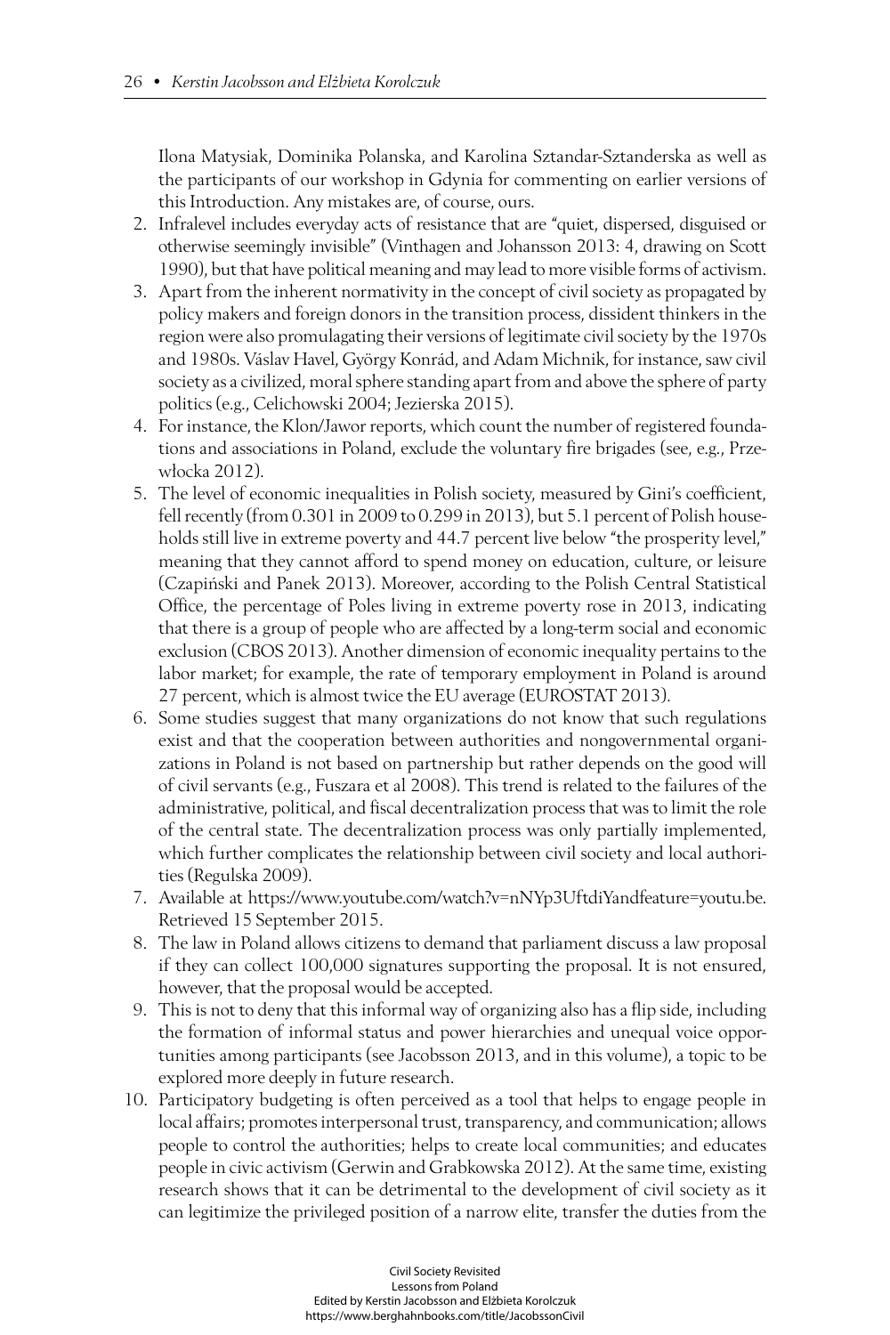Ilona Matysiak, Dominika Polanska, and Karolina Sztandar-Sztanderska as well as the participants of our workshop in Gdynia for commenting on earlier versions of this Introduction. Any mistakes are, of course, ours.

2. Infralevel includes everyday acts of resistance that are "quiet, dispersed, disguised or otherwise seemingly invisible" (Vinthagen and Johansson 2013: 4, drawing on Scott 1990), but that have political meaning and may lead to more visible forms of activism.
3. Apart from the inherent normativity in the concept of civil society as propagated by policy makers and foreign donors in the transition process, dissident thinkers in the region were also promulagating their versions of legitimate civil society by the 1970s and 1980s. Váslav Havel, György Konrád, and Adam Michnik, for instance, saw civil society as a civilized, moral sphere standing apart from and above the sphere of party politics (e.g., Celichowski 2004; Jezierska 2015).
4. For instance, the Klon/Jawor reports, which count the number of registered foundations and associations in Poland, exclude the voluntary fire brigades (see, e.g., Przewłocka 2012).
5. The level of economic inequalities in Polish society, measured by Gini's coefficient, fell recently (from 0.301 in 2009 to 0.299 in 2013), but 5.1 percent of Polish households still live in extreme poverty and 44.7 percent live below "the prosperity level," meaning that they cannot afford to spend money on education, culture, or leisure (Czapiński and Panek 2013). Moreover, according to the Polish Central Statistical Office, the percentage of Poles living in extreme poverty rose in 2013, indicating that there is a group of people who are affected by a long-term social and economic exclusion (CBOS 2013). Another dimension of economic inequality pertains to the labor market; for example, the rate of temporary employment in Poland is around 27 percent, which is almost twice the EU average (EUROSTAT 2013).
6. Some studies suggest that many organizations do not know that such regulations exist and that the cooperation between authorities and nongovernmental organizations in Poland is not based on partnership but rather depends on the good will of civil servants (e.g., Fuszara et al 2008). This trend is related to the failures of the administrative, political, and fiscal decentralization process that was to limit the role of the central state. The decentralization process was only partially implemented, which further complicates the relationship between civil society and local authorities (Regulska 2009).
7. Available at https://www.youtube.com/watch?v=nNYp3UftdiYandfeature=youtu.be. Retrieved 15 September 2015.
8. The law in Poland allows citizens to demand that parliament discuss a law proposal if they can collect 100,000 signatures supporting the proposal. It is not ensured, however, that the proposal would be accepted.
9. This is not to deny that this informal way of organizing also has a flip side, including the formation of informal status and power hierarchies and unequal voice opportunities among participants (see Jacobsson 2013, and in this volume), a topic to be explored more deeply in future research.
10. Participatory budgeting is often perceived as a tool that helps to engage people in local affairs; promotes interpersonal trust, transparency, and communication; allows people to control the authorities; helps to create local communities; and educates people in civic activism (Gerwin and Grabkowska 2012). At the same time, existing research shows that it can be detrimental to the development of civil society as it can legitimize the privileged position of a narrow elite, transfer the duties from the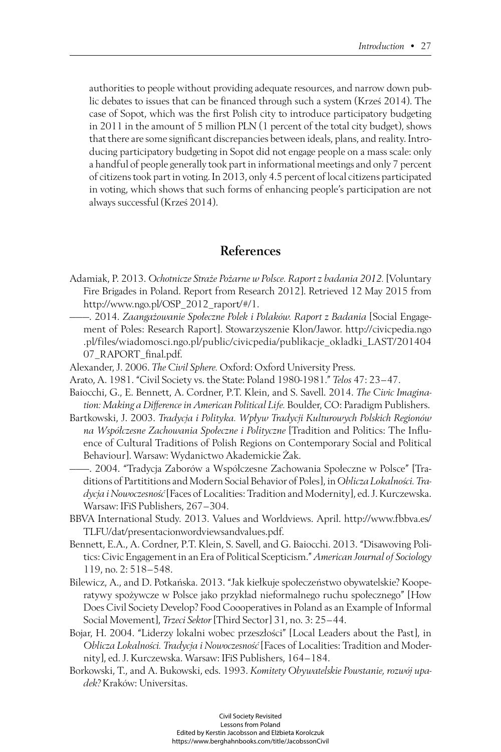authorities to people without providing adequate resources, and narrow down public debates to issues that can be financed through such a system (Krześ 2014). The case of Sopot, which was the first Polish city to introduce participatory budgeting in 2011 in the amount of 5 million PLN (1 percent of the total city budget), shows that there are some significant discrepancies between ideals, plans, and reality. Introducing participatory budgeting in Sopot did not engage people on a mass scale: only a handful of people generally took part in informational meetings and only 7 percent of citizens took part in voting. In 2013, only 4.5 percent of local citizens participated in voting, which shows that such forms of enhancing people's participation are not always successful (Krześ 2014).

## References

Adamiak, P. 2013. *Ochotnicze Straże Pożarne w Polsce. Raport z badania 2012.* [Voluntary Fire Brigades in Poland. Report from Research 2012]. Retrieved 12 May 2015 from http://www.ngo.pl/OSP_2012_raport/#/1.

——. 2014. *Zaangażowanie Społeczne Polek i Polaków. Raport z Badania* [Social Engagement of Poles: Research Raport]. Stowarzyszenie Klon/Jawor. http://civicpedia.ngo.pl/files/wiadomosci.ngo.pl/public/civicpedia/publikacje_okladki_LAST/20140407_RAPORT_final.pdf.

Alexander, J. 2006. *The Civil Sphere.* Oxford: Oxford University Press.

Arato, A. 1981. "Civil Society vs. the State: Poland 1980-1981." *Telos* 47: 23–47.

Baiocchi, G., E. Bennett, A. Cordner, P.T. Klein, and S. Savell. 2014. *The Civic Imagination: Making a Difference in American Political Life.* Boulder, CO: Paradigm Publishers.

Bartkowski, J. 2003. *Tradycja i Polityka. Wpływ Tradycji Kulturowych Polskich Regionów na Współczesne Zachowania Społeczne i Polityczne* [Tradition and Politics: The Influence of Cultural Traditions of Polish Regions on Contemporary Social and Political Behaviour]. Warsaw: Wydanictwo Akademickie Żak.

——. 2004. "Tradycja Zaborów a Współczesne Zachowania Społeczne w Polsce" [Traditions of Partititions and Modern Social Behavior of Poles], in *Oblicza Lokalności. Tradycja i Nowoczesność* [Faces of Localities: Tradition and Modernity], ed. J. Kurczewska. Warsaw: IFiS Publishers, 267–304.

BBVA International Study. 2013. Values and Worldviews. April. http://www.fbbva.es/TLFU/dat/presentacionwordviewsandvalues.pdf.

Bennett, E.A., A. Cordner, P.T. Klein, S. Savell, and G. Baiocchi. 2013. "Disawoving Politics: Civic Engagement in an Era of Political Scepticism." *American Journal of Sociology* 119, no. 2: 518–548.

Bilewicz, A., and D. Potkańska. 2013. "Jak kiełkuje społeczeństwo obywatelskie? Kooperatywy spożywcze w Polsce jako przykład nieformalnego ruchu społecznego" [How Does Civil Society Develop? Food Coooperatives in Poland as an Example of Informal Social Movement], *Trzeci Sektor* [Third Sector] 31, no. 3: 25–44.

Bojar, H. 2004. "Liderzy lokalni wobec przeszłości" [Local Leaders about the Past], in *Oblicza Lokalności. Tradycja i Nowoczesność* [Faces of Localities: Tradition and Modernity], ed. J. Kurczewska. Warsaw: IFiS Publishers, 164–184.

Borkowski, T., and A. Bukowski, eds. 1993. *Komitety Obywatelskie Powstanie, rozwój upadek?* Kraków: Universitas.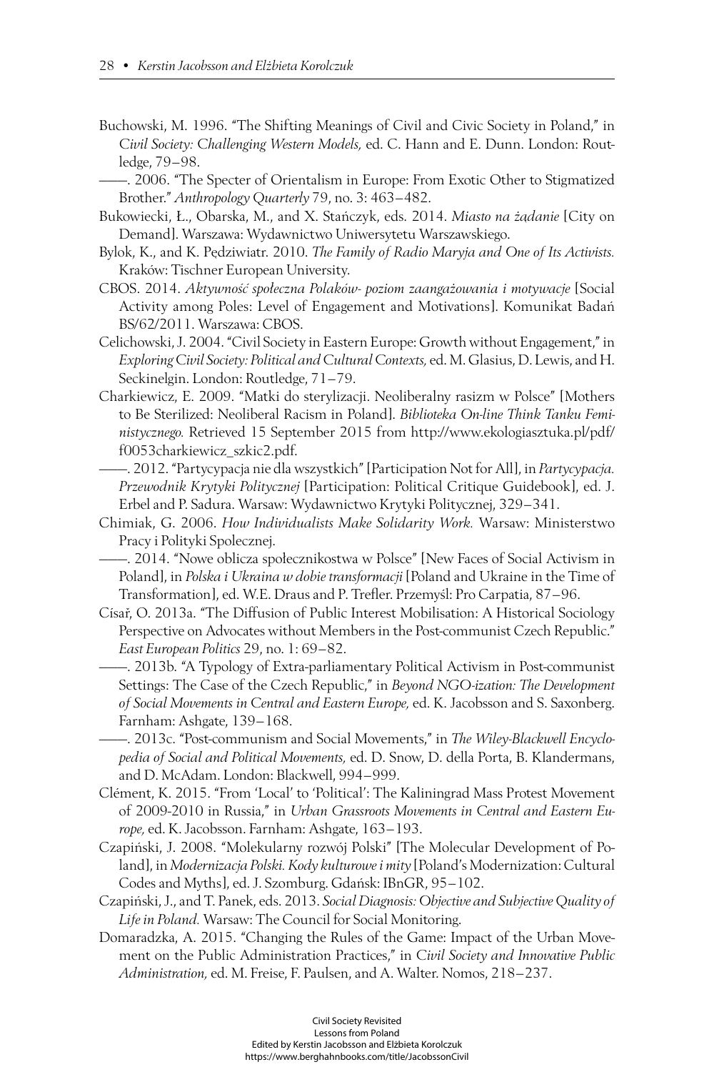Buchowski, M. 1996. "The Shifting Meanings of Civil and Civic Society in Poland," in *Civil Society: Challenging Western Models,* ed. C. Hann and E. Dunn. London: Routledge, 79–98.

———. 2006. "The Specter of Orientalism in Europe: From Exotic Other to Stigmatized Brother." *Anthropology Quarterly* 79, no. 3: 463–482.

Bukowiecki, Ł., Obarska, M., and X. Stańczyk, eds. 2014. *Miasto na żądanie* [City on Demand]. Warszawa: Wydawnictwo Uniwersytetu Warszawskiego.

Bylok, K., and K. Pędziwiatr. 2010. *The Family of Radio Maryja and One of Its Activists.* Kraków: Tischner European University.

CBOS. 2014. *Aktywność społeczna Polaków- poziom zaangażowania i motywacje* [Social Activity among Poles: Level of Engagement and Motivations]. Komunikat Badań BS/62/2011. Warszawa: CBOS.

Celichowski, J. 2004. "Civil Society in Eastern Europe: Growth without Engagement," in *Exploring Civil Society: Political and Cultural Contexts,* ed. M. Glasius, D. Lewis, and H. Seckinelgin. London: Routledge, 71–79.

Charkiewicz, E. 2009. "Matki do sterylizacji. Neoliberalny rasizm w Polsce" [Mothers to Be Sterilized: Neoliberal Racism in Poland]. *Biblioteka On-line Think Tanku Feministycznego.* Retrieved 15 September 2015 from http://www.ekologiasztuka.pl/pdf/f0053charkiewicz_szkic2.pdf.

———. 2012. "Partycypacja nie dla wszystkich" [Participation Not for All], in *Partycypacja. Przewodnik Krytyki Politycznej* [Participation: Political Critique Guidebook], ed. J. Erbel and P. Sadura. Warsaw: Wydawnictwo Krytyki Politycznej, 329–341.

Chimiak, G. 2006. *How Individualists Make Solidarity Work.* Warsaw: Ministerstwo Pracy i Polityki Spolecznej.

———. 2014. "Nowe oblicza społecznikostwa w Polsce" [New Faces of Social Activism in Poland], in *Polska i Ukraina w dobie transformacji* [Poland and Ukraine in the Time of Transformation], ed. W.E. Draus and P. Trefler. Przemyśl: Pro Carpatia, 87–96.

Císař, O. 2013a. "The Diffusion of Public Interest Mobilisation: A Historical Sociology Perspective on Advocates without Members in the Post-communist Czech Republic." *East European Politics* 29, no. 1: 69–82.

———. 2013b. "A Typology of Extra-parliamentary Political Activism in Post-communist Settings: The Case of the Czech Republic," in *Beyond NGO-ization: The Development of Social Movements in Central and Eastern Europe,* ed. K. Jacobsson and S. Saxonberg. Farnham: Ashgate, 139–168.

———. 2013c. "Post-communism and Social Movements," in *The Wiley-Blackwell Encyclopedia of Social and Political Movements,* ed. D. Snow, D. della Porta, B. Klandermans, and D. McAdam. London: Blackwell, 994–999.

Clément, K. 2015. "From 'Local' to 'Political': The Kaliningrad Mass Protest Movement of 2009-2010 in Russia," in *Urban Grassroots Movements in Central and Eastern Europe,* ed. K. Jacobsson. Farnham: Ashgate, 163–193.

Czapiński, J. 2008. "Molekularny rozwój Polski" [The Molecular Development of Poland], in *Modernizacja Polski. Kody kulturowe i mity* [Poland's Modernization: Cultural Codes and Myths], ed. J. Szomburg. Gdańsk: IBnGR, 95–102.

Czapiński, J., and T. Panek, eds. 2013. *Social Diagnosis: Objective and Subjective Quality of Life in Poland.* Warsaw: The Council for Social Monitoring.

Domaradzka, A. 2015. "Changing the Rules of the Game: Impact of the Urban Movement on the Public Administration Practices," in *Civil Society and Innovative Public Administration,* ed. M. Freise, F. Paulsen, and A. Walter. Nomos, 218–237.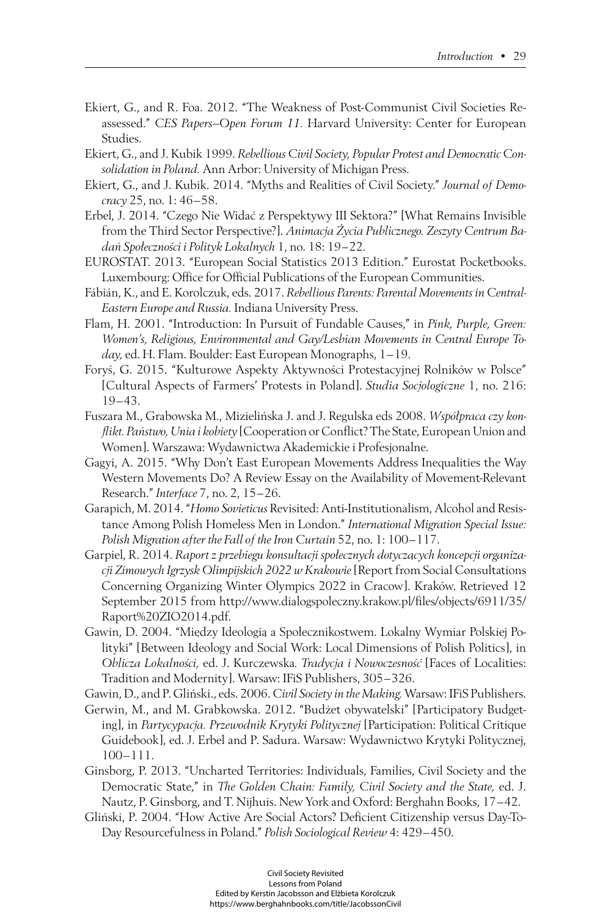Ekiert, G., and R. Foa. 2012. "The Weakness of Post-Communist Civil Societies Reassessed." *CES Papers–Open Forum 11.* Harvard University: Center for European Studies.

Ekiert, G., and J. Kubik 1999. *Rebellious Civil Society, Popular Protest and Democratic Consolidation in Poland.* Ann Arbor: University of Michigan Press.

Ekiert, G., and J. Kubik. 2014. "Myths and Realities of Civil Society." *Journal of Democracy* 25, no. 1: 46–58.

Erbel, J. 2014. "Czego Nie Widać z Perspektywy III Sektora?" [What Remains Invisible from the Third Sector Perspective?]. *Animacja Życia Publicznego. Zeszyty Centrum Badań Społeczności i Polityk Lokalnych* 1, no. 18: 19–22.

EUROSTAT. 2013. "European Social Statistics 2013 Edition." Eurostat Pocketbooks. Luxembourg: Office for Official Publications of the European Communities.

Fábián, K., and E. Korolczuk, eds. 2017. *Rebellious Parents: Parental Movements in Central-Eastern Europe and Russia.* Indiana University Press.

Flam, H. 2001. "Introduction: In Pursuit of Fundable Causes," in *Pink, Purple, Green: Women's, Religious, Environmental and Gay/Lesbian Movements in Central Europe Today,* ed. H. Flam. Boulder: East European Monographs, 1–19.

Foryś, G. 2015. "Kulturowe Aspekty Aktywności Protestacyjnej Rolników w Polsce" [Cultural Aspects of Farmers' Protests in Poland]. *Studia Socjologiczne* 1, no. 216: 19–43.

Fuszara M., Grabowska M., Mizielińska J. and J. Regulska eds 2008. *Współpraca czy konflikt. Państwo, Unia i kobiety* [Cooperation or Conflict? The State, European Union and Women]. Warszawa: Wydawnictwa Akademickie i Profesjonalne.

Gagyi, A. 2015. "Why Don't East European Movements Address Inequalities the Way Western Movements Do? A Review Essay on the Availability of Movement-Relevant Research." *Interface* 7, no. 2, 15–26.

Garapich, M. 2014. "*Homo Sovieticus* Revisited: Anti-Institutionalism, Alcohol and Resistance Among Polish Homeless Men in London." *International Migration Special Issue: Polish Migration after the Fall of the Iron Curtain* 52, no. 1: 100–117.

Garpiel, R. 2014. *Raport z przebiegu konsultacji społecznych dotyczących koncepcji organizacji Zimowych Igrzysk Olimpijskich 2022 w Krakowie* [Report from Social Consultations Concerning Organizing Winter Olympics 2022 in Cracow]. Kraków. Retrieved 12 September 2015 from http://www.dialogspoleczny.krakow.pl/files/objects/6911/35/Raport%20ZIO2014.pdf.

Gawin, D. 2004. "Między Ideologią a Społecznikostwem. Lokalny Wymiar Polskiej Polityki" [Between Ideology and Social Work: Local Dimensions of Polish Politics], in *Oblicza Lokalności,* ed. J. Kurczewska*. Tradycja i Nowoczesność* [Faces of Localities: Tradition and Modernity]. Warsaw: IFiS Publishers, 305–326.

Gawin, D., and P. Gliński., eds. 2006. *Civil Society in the Making.* Warsaw: IFiS Publishers.

Gerwin, M., and M. Grabkowska. 2012. "Budżet obywatelski" [Participatory Budgeting], in *Partycypacja. Przewodnik Krytyki Politycznej* [Participation: Political Critique Guidebook], ed. J. Erbel and P. Sadura. Warsaw: Wydawnictwo Krytyki Politycznej, 100–111.

Ginsborg, P. 2013. "Uncharted Territories: Individuals, Families, Civil Society and the Democratic State," in *The Golden Chain: Family, Civil Society and the State,* ed. J. Nautz, P. Ginsborg, and T. Nijhuis. New York and Oxford: Berghahn Books, 17–42.

Gliński, P. 2004. "How Active Are Social Actors? Deficient Citizenship versus Day-To-Day Resourcefulness in Poland." *Polish Sociological Review* 4: 429–450.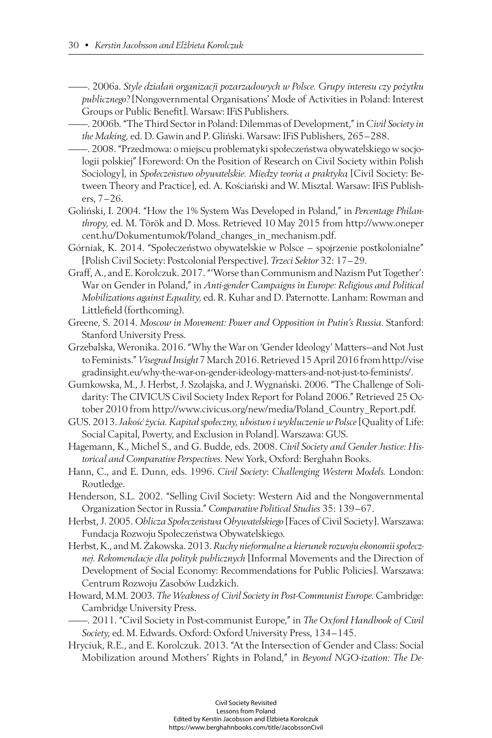——. 2006a. *Style działań organizacji pozarządowych w Polsce. Grupy interesu czy pożytku publicznego?* [Nongovernmental Organisations' Mode of Activities in Poland: Interest Groups or Public Benefit]. Warsaw: IFiS Publishers.

——. 2006b. "The Third Sector in Poland: Dilemmas of Development," in *Civil Society in the Making,* ed. D. Gawin and P. Gliński. Warsaw: IFiS Publishers, 265–288.

——. 2008. "Przedmowa: o miejscu problematyki społeczeństwa obywatelskiego w socjologii polskiej" [Foreword: On the Position of Research on Civil Society within Polish Sociology], in *Społeczeństwo obywatelskie. Między teorią a praktyką* [Civil Society: Between Theory and Practice], ed. A. Kościański and W. Misztal. Warsaw: IFiS Publishers, 7–26.

Goliński, I. 2004. "How the 1% System Was Developed in Poland," in *Percentage Philanthropy,* ed. M. Török and D. Moss. Retrieved 10 May 2015 from http://www.onepercent.hu/Dokumentumok/Poland_changes_in_mechanism.pdf.

Górniak, K. 2014. "Społeczeństwo obywatelskie w Polsce – spojrzenie postkolonialne" [Polish Civil Society: Postcolonial Perspective]. *Trzeci Sektor* 32: 17–29.

Graff, A., and E. Korolczuk. 2017. "'Worse than Communism and Nazism Put Together': War on Gender in Poland," in *Anti-gender Campaigns in Europe: Religious and Political Mobilizations against Equality,* ed. R. Kuhar and D. Paternotte. Lanham: Rowman and Littlefield (forthcoming).

Greene, S. 2014. *Moscow in Movement: Power and Opposition in Putin's Russia.* Stanford: Stanford University Press.

Grzebalska, Weronika. 2016. "Why the War on 'Gender Ideology' Matters—and Not Just to Feminists." *Visegrad Insight* 7 March 2016. Retrieved 15 April 2016 from http://visegradinsight.eu/why-the-war-on-gender-ideology-matters-and-not-just-to-feminists/.

Gumkowska, M., J. Herbst, J. Szołajska, and J. Wygnański. 2006. "The Challenge of Solidarity: The CIVICUS Civil Society Index Report for Poland 2006." Retrieved 25 October 2010 from http://www.civicus.org/new/media/Poland_Country_Report.pdf.

GUS. 2013. *Jakość życia. Kapitał społeczny, ubóstwo i wykluczenie w Polsce* [Quality of Life: Social Capital, Poverty, and Exclusion in Poland]. Warszawa: GUS.

Hagemann, K., Michel S., and G. Budde, eds. 2008. *Civil Society and Gender Justice: Historical and Comparative Perspectives.* New York, Oxford: Berghahn Books.

Hann, C., and E. Dunn, eds. 1996. *Civil Society: Challenging Western Models.* London: Routledge.

Henderson, S.L. 2002. "Selling Civil Society: Western Aid and the Nongovernmental Organization Sector in Russia." *Comparative Political Studies* 35: 139–67.

Herbst, J. 2005. *Oblicza Społeczeństwa Obywatelskiego* [Faces of Civil Society]. Warszawa: Fundacja Rozwoju Społeczeństwa Obywatelskiego.

Herbst, K., and M. Żakowska. 2013. *Ruchy nieformalne a kierunek rozwoju ekonomii społecznej. Rekomendacje dla polityk publicznych* [Informal Movements and the Direction of Development of Social Economy: Recommendations for Public Policies]. Warszawa: Centrum Rozwoju Zasobów Ludzkich.

Howard, M.M. 2003. *The Weakness of Civil Society in Post-Communist Europe.* Cambridge: Cambridge University Press.

——. 2011. "Civil Society in Post-communist Europe," in *The Oxford Handbook of Civil Society,* ed. M. Edwards. Oxford: Oxford University Press, 134–145.

Hryciuk, R.E., and E. Korolczuk. 2013. "At the Intersection of Gender and Class: Social Mobilization around Mothers' Rights in Poland," in *Beyond NGO-ization: The De-*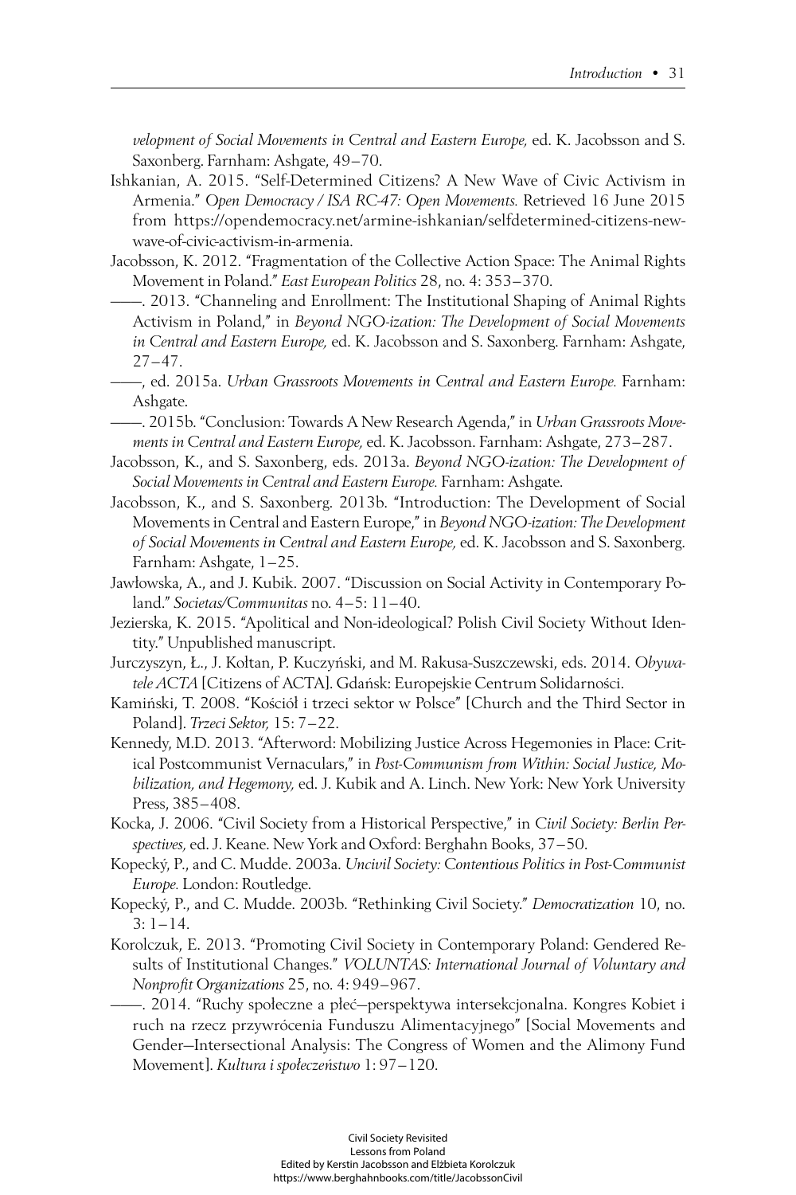*velopment of Social Movements in Central and Eastern Europe,* ed. K. Jacobsson and S. Saxonberg. Farnham: Ashgate, 49–70.

Ishkanian, A. 2015. "Self-Determined Citizens? A New Wave of Civic Activism in Armenia." *Open Democracy / ISA RC-47: Open Movements.* Retrieved 16 June 2015 from https://opendemocracy.net/armine-ishkanian/selfdetermined-citizens-new-wave-of-civic-activism-in-armenia.

Jacobsson, K. 2012. "Fragmentation of the Collective Action Space: The Animal Rights Movement in Poland." *East European Politics* 28, no. 4: 353–370.

———. 2013. "Channeling and Enrollment: The Institutional Shaping of Animal Rights Activism in Poland," in *Beyond NGO-ization: The Development of Social Movements in Central and Eastern Europe,* ed. K. Jacobsson and S. Saxonberg. Farnham: Ashgate, 27–47.

———, ed. 2015a. *Urban Grassroots Movements in Central and Eastern Europe.* Farnham: Ashgate.

———. 2015b. "Conclusion: Towards A New Research Agenda," in *Urban Grassroots Movements in Central and Eastern Europe,* ed. K. Jacobsson. Farnham: Ashgate, 273–287.

Jacobsson, K., and S. Saxonberg, eds. 2013a. *Beyond NGO-ization: The Development of Social Movements in Central and Eastern Europe.* Farnham: Ashgate.

Jacobsson, K., and S. Saxonberg. 2013b. "Introduction: The Development of Social Movements in Central and Eastern Europe," in *Beyond NGO-ization: The Development of Social Movements in Central and Eastern Europe,* ed. K. Jacobsson and S. Saxonberg. Farnham: Ashgate, 1–25.

Jawłowska, A., and J. Kubik. 2007. "Discussion on Social Activity in Contemporary Poland." *Societas/Communitas* no. 4–5: 11–40.

Jezierska, K. 2015. "Apolitical and Non-ideological? Polish Civil Society Without Identity." Unpublished manuscript.

Jurczyszyn, Ł., J. Kołtan, P. Kuczyński, and M. Rakusa-Suszczewski, eds. 2014. *Obywatele ACTA* [Citizens of ACTA]. Gdańsk: Europejskie Centrum Solidarności.

Kamiński, T. 2008. "Kościół i trzeci sektor w Polsce" [Church and the Third Sector in Poland]. *Trzeci Sektor,* 15: 7–22.

Kennedy, M.D. 2013. "Afterword: Mobilizing Justice Across Hegemonies in Place: Critical Postcommunist Vernaculars," in *Post-Communism from Within: Social Justice, Mobilization, and Hegemony,* ed. J. Kubik and A. Linch. New York: New York University Press, 385–408.

Kocka, J. 2006. "Civil Society from a Historical Perspective," in *Civil Society: Berlin Perspectives,* ed. J. Keane. New York and Oxford: Berghahn Books, 37–50.

Kopecký, P., and C. Mudde. 2003a. *Uncivil Society: Contentious Politics in Post-Communist Europe.* London: Routledge.

Kopecký, P., and C. Mudde. 2003b. "Rethinking Civil Society." *Democratization* 10, no. 3: 1–14.

Korolczuk, E. 2013. "Promoting Civil Society in Contemporary Poland: Gendered Results of Institutional Changes." *VOLUNTAS: International Journal of Voluntary and Nonprofit Organizations* 25, no. 4: 949–967.

———. 2014. "Ruchy społeczne a płeć—perspektywa intersekcjonalna. Kongres Kobiet i ruch na rzecz przywrócenia Funduszu Alimentacyjnego" [Social Movements and Gender—Intersectional Analysis: The Congress of Women and the Alimony Fund Movement]. *Kultura i społeczeństwo* 1: 97–120.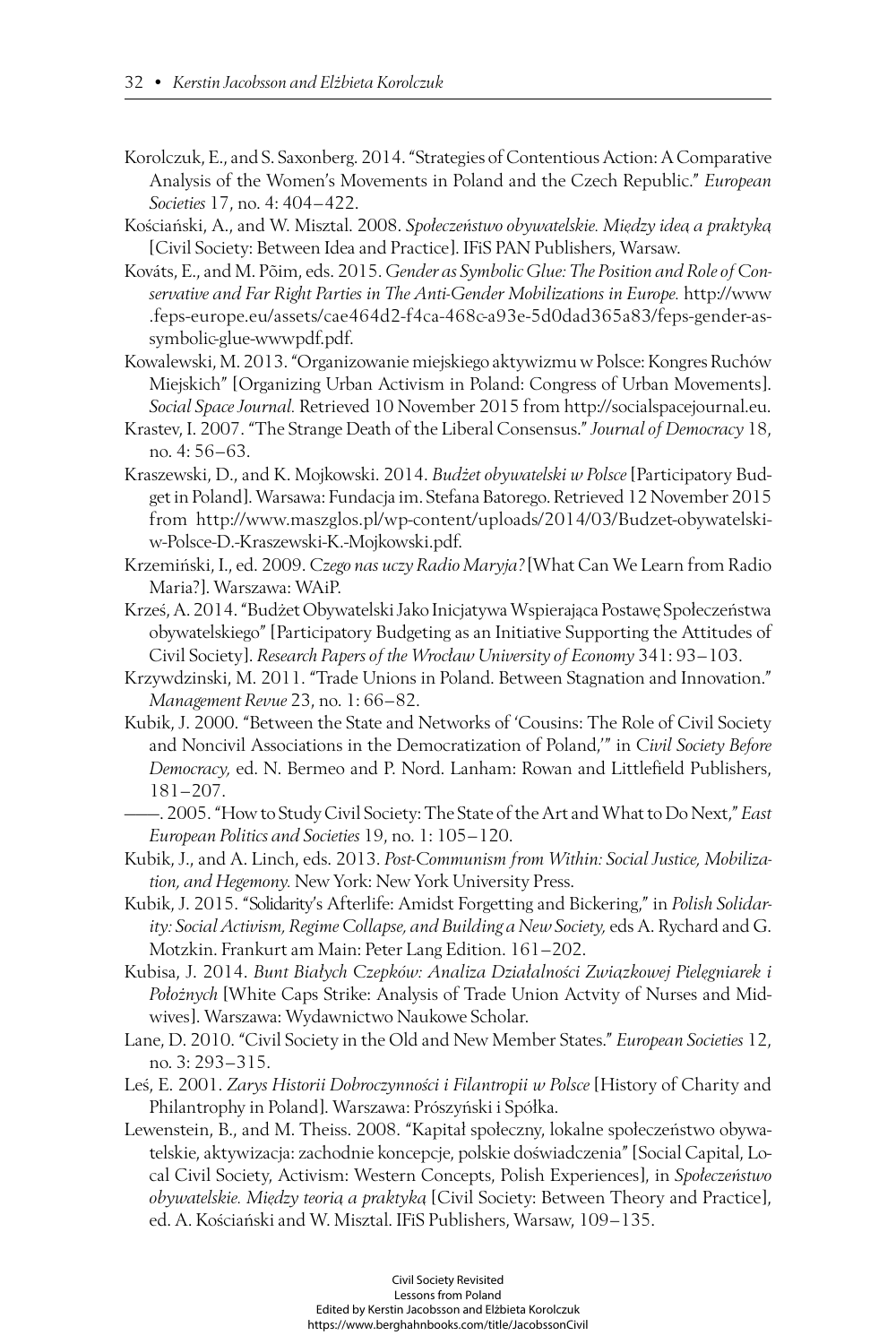Korolczuk, E., and S. Saxonberg. 2014. "Strategies of Contentious Action: A Comparative Analysis of the Women's Movements in Poland and the Czech Republic." *European Societies* 17, no. 4: 404–422.

Kościański, A., and W. Misztal. 2008. *Społeczeństwo obywatelskie. Między ideą a praktyką* [Civil Society: Between Idea and Practice]. IFiS PAN Publishers, Warsaw.

Kováts, E., and M. Põim, eds. 2015. *Gender as Symbolic Glue: The Position and Role of Conservative and Far Right Parties in The Anti-Gender Mobilizations in Europe.* http://www.feps-europe.eu/assets/cae464d2-f4ca-468c-a93e-5d0dad365a83/feps-gender-as-symbolic-glue-wwwpdf.pdf.

Kowalewski, M. 2013. "Organizowanie miejskiego aktywizmu w Polsce: Kongres Ruchów Miejskich" [Organizing Urban Activism in Poland: Congress of Urban Movements]. *Social Space Journal.* Retrieved 10 November 2015 from http://socialspacejournal.eu.

Krastev, I. 2007. "The Strange Death of the Liberal Consensus." *Journal of Democracy* 18, no. 4: 56–63.

Kraszewski, D., and K. Mojkowski. 2014. *Budżet obywatelski w Polsce* [Participatory Budget in Poland]. Warsawa: Fundacja im. Stefana Batorego. Retrieved 12 November 2015 from http://www.maszglos.pl/wp-content/uploads/2014/03/Budzet-obywatelski-w-Polsce-D.-Kraszewski-K.-Mojkowski.pdf.

Krzemiński, I., ed. 2009. *Czego nas uczy Radio Maryja?* [What Can We Learn from Radio Maria?]. Warszawa: WAiP.

Krześ, A. 2014. "Budżet Obywatelski Jako Inicjatywa Wspierająca Postawę Społeczeństwa obywatelskiego" [Participatory Budgeting as an Initiative Supporting the Attitudes of Civil Society]. *Research Papers of the Wrocław University of Economy* 341: 93–103.

Krzywdzinski, M. 2011. "Trade Unions in Poland. Between Stagnation and Innovation." *Management Revue* 23, no. 1: 66–82.

Kubik, J. 2000. "Between the State and Networks of 'Cousins: The Role of Civil Society and Noncivil Associations in the Democratization of Poland,'" in *Civil Society Before Democracy,* ed. N. Bermeo and P. Nord. Lanham: Rowan and Littlefield Publishers, 181–207.

——. 2005. "How to Study Civil Society: The State of the Art and What to Do Next," *East European Politics and Societies* 19, no. 1: 105–120.

Kubik, J., and A. Linch, eds. 2013. *Post-Communism from Within: Social Justice, Mobilization, and Hegemony.* New York: New York University Press.

Kubik, J. 2015. "Solidarity's Afterlife: Amidst Forgetting and Bickering," in *Polish Solidarity: Social Activism, Regime Collapse, and Building a New Society,* eds A. Rychard and G. Motzkin. Frankurt am Main: Peter Lang Edition. 161–202.

Kubisa, J. 2014. *Bunt Białych Czepków: Analiza Działalności Związkowej Pielęgniarek i Położnych* [White Caps Strike: Analysis of Trade Union Actvity of Nurses and Midwives]. Warszawa: Wydawnictwo Naukowe Scholar.

Lane, D. 2010. "Civil Society in the Old and New Member States." *European Societies* 12, no. 3: 293–315.

Leś, E. 2001. *Zarys Historii Dobroczynności i Filantropii w Polsce* [History of Charity and Philantrophy in Poland]. Warszawa: Prószyński i Spółka.

Lewenstein, B., and M. Theiss. 2008. "Kapitał społeczny, lokalne społeczeństwo obywatelskie, aktywizacja: zachodnie koncepcje, polskie doświadczenia" [Social Capital, Local Civil Society, Activism: Western Concepts, Polish Experiences], in *Społeczeństwo obywatelskie. Między teorią a praktyką* [Civil Society: Between Theory and Practice], ed. A. Kościański and W. Misztal. IFiS Publishers, Warsaw, 109–135.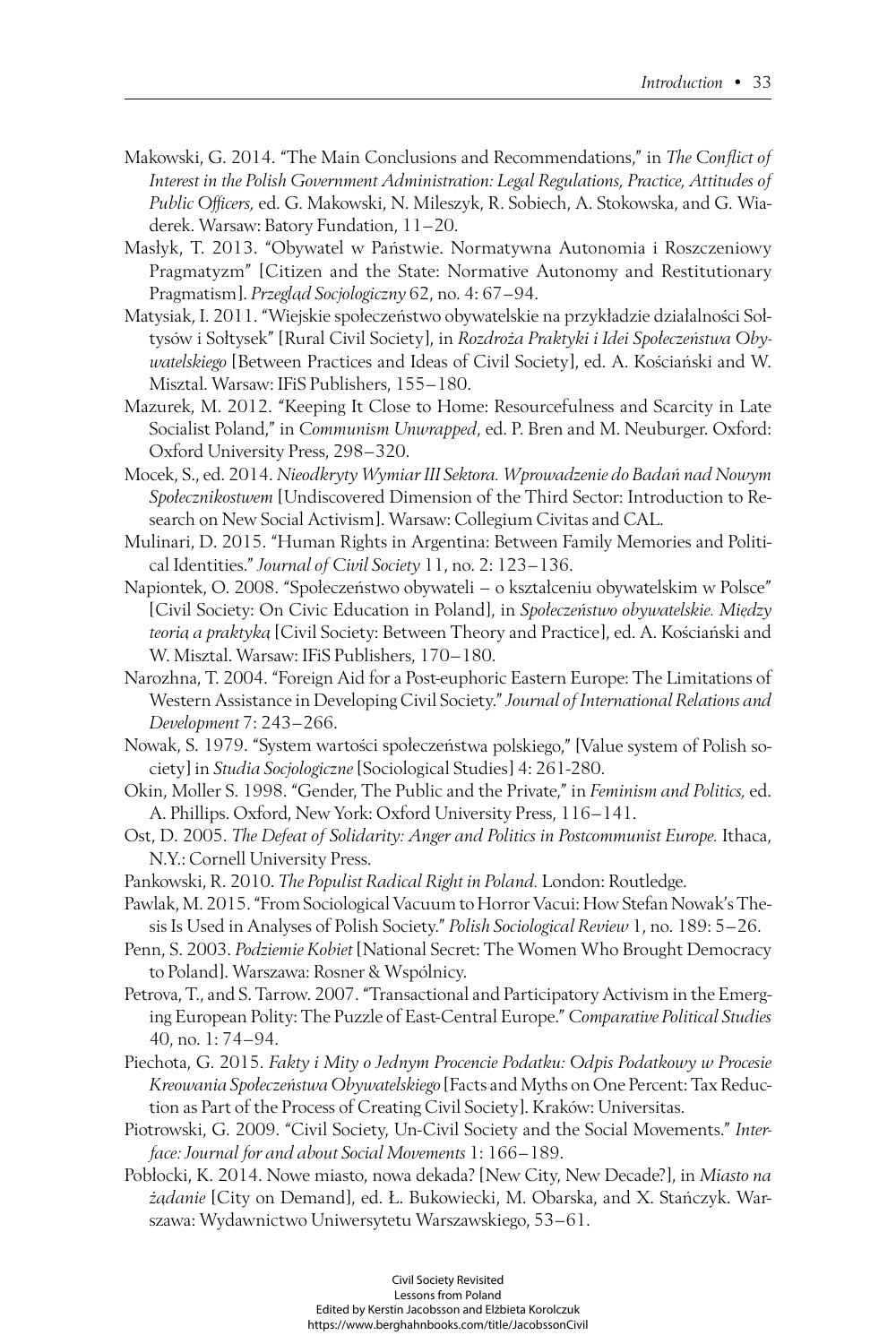Makowski, G. 2014. "The Main Conclusions and Recommendations," in *The Conflict of Interest in the Polish Government Administration: Legal Regulations, Practice, Attitudes of Public Officers,* ed. G. Makowski, N. Mileszyk, R. Sobiech, A. Stokowska, and G. Wiaderek. Warsaw: Batory Fundation, 11–20.

Masłyk, T. 2013. "Obywatel w Państwie. Normatywna Autonomia i Roszczeniowy Pragmatyzm" [Citizen and the State: Normative Autonomy and Restitutionary Pragmatism]. *Przegląd Socjologiczny* 62, no. 4: 67–94.

Matysiak, I. 2011. "Wiejskie społeczeństwo obywatelskie na przykładzie działalności Sołtysów i Sołtysek" [Rural Civil Society], in *Rozdroża Praktyki i Idei Społeczeństwa Obywatelskiego* [Between Practices and Ideas of Civil Society], ed. A. Kościański and W. Misztal. Warsaw: IFiS Publishers, 155–180.

Mazurek, M. 2012. "Keeping It Close to Home: Resourcefulness and Scarcity in Late Socialist Poland," in *Communism Unwrapped*, ed. P. Bren and M. Neuburger. Oxford: Oxford University Press, 298–320.

Mocek, S., ed. 2014. *Nieodkryty Wymiar III Sektora. Wprowadzenie do Badań nad Nowym Społecznikostwem* [Undiscovered Dimension of the Third Sector: Introduction to Research on New Social Activism]. Warsaw: Collegium Civitas and CAL.

Mulinari, D. 2015. "Human Rights in Argentina: Between Family Memories and Political Identities." *Journal of Civil Society* 11, no. 2: 123–136.

Napiontek, O. 2008. "Społeczeństwo obywateli – o kształceniu obywatelskim w Polsce" [Civil Society: On Civic Education in Poland], in *Społeczeństwo obywatelskie. Między teorią a praktyką* [Civil Society: Between Theory and Practice], ed. A. Kościański and W. Misztal. Warsaw: IFiS Publishers, 170–180.

Narozhna, T. 2004. "Foreign Aid for a Post-euphoric Eastern Europe: The Limitations of Western Assistance in Developing Civil Society." *Journal of International Relations and Development* 7: 243–266.

Nowak, S. 1979. "System wartości społeczeństwa polskiego," [Value system of Polish society] in *Studia Socjologiczne* [Sociological Studies] 4: 261-280.

Okin, Moller S. 1998. "Gender, The Public and the Private," in *Feminism and Politics,* ed. A. Phillips. Oxford, New York: Oxford University Press, 116–141.

Ost, D. 2005. *The Defeat of Solidarity: Anger and Politics in Postcommunist Europe.* Ithaca, N.Y.: Cornell University Press.

Pankowski, R. 2010. *The Populist Radical Right in Poland.* London: Routledge.

Pawlak, M. 2015. "From Sociological Vacuum to Horror Vacui: How Stefan Nowak's Thesis Is Used in Analyses of Polish Society." *Polish Sociological Review* 1, no. 189: 5–26.

Penn, S. 2003. *Podziemie Kobiet* [National Secret: The Women Who Brought Democracy to Poland]. Warszawa: Rosner & Wspólnicy.

Petrova, T., and S. Tarrow. 2007. "Transactional and Participatory Activism in the Emerging European Polity: The Puzzle of East-Central Europe." *Comparative Political Studies* 40, no. 1: 74–94.

Piechota, G. 2015. *Fakty i Mity o Jednym Procencie Podatku: Odpis Podatkowy w Procesie Kreowania Społeczeństwa Obywatelskiego* [Facts and Myths on One Percent: Tax Reduction as Part of the Process of Creating Civil Society]. Kraków: Universitas.

Piotrowski, G. 2009. "Civil Society, Un-Civil Society and the Social Movements." *Interface: Journal for and about Social Movements* 1: 166–189.

Pobłocki, K. 2014. Nowe miasto, nowa dekada? [New City, New Decade?], in *Miasto na żądanie* [City on Demand], ed. Ł. Bukowiecki, M. Obarska, and X. Stańczyk. Warszawa: Wydawnictwo Uniwersytetu Warszawskiego, 53–61.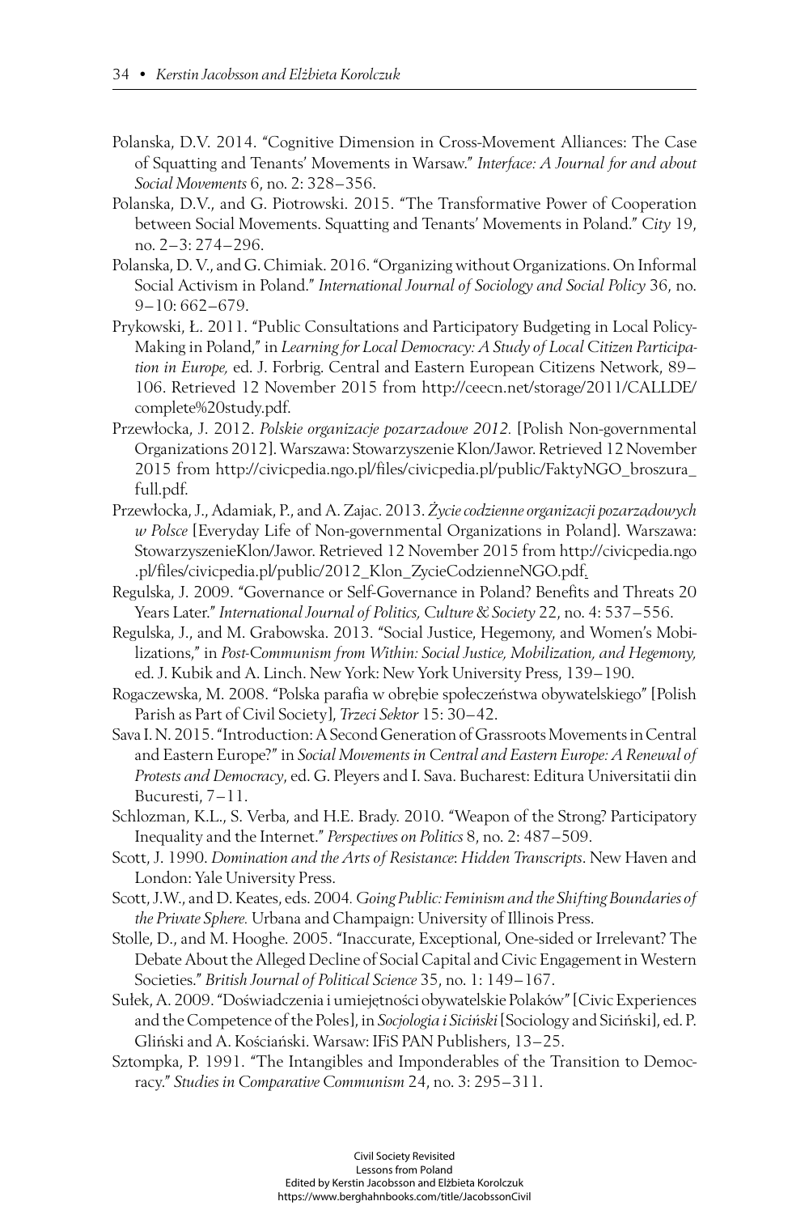Polanska, D.V. 2014. "Cognitive Dimension in Cross-Movement Alliances: The Case of Squatting and Tenants' Movements in Warsaw." *Interface: A Journal for and about Social Movements* 6, no. 2: 328–356.

Polanska, D.V., and G. Piotrowski. 2015. "The Transformative Power of Cooperation between Social Movements. Squatting and Tenants' Movements in Poland." *City* 19, no. 2–3: 274–296.

Polanska, D. V., and G. Chimiak. 2016. "Organizing without Organizations. On Informal Social Activism in Poland." *International Journal of Sociology and Social Policy* 36, no. 9–10: 662–679.

Prykowski, Ł. 2011. "Public Consultations and Participatory Budgeting in Local Policy-Making in Poland," in *Learning for Local Democracy: A Study of Local Citizen Participation in Europe,* ed. J. Forbrig. Central and Eastern European Citizens Network, 89–106. Retrieved 12 November 2015 from http://ceecn.net/storage/2011/CALLDE/complete%20study.pdf.

Przewłocka, J. 2012. *Polskie organizacje pozarzadowe 2012.* [Polish Non-governmental Organizations 2012]. Warszawa: Stowarzyszenie Klon/Jawor. Retrieved 12 November 2015 from http://civicpedia.ngo.pl/files/civicpedia.pl/public/FaktyNGO_broszura_full.pdf.

Przewłocka, J., Adamiak, P., and A. Zajac. 2013. *Życie codzienne organizacji pozarządowych w Polsce* [Everyday Life of Non-governmental Organizations in Poland]. Warszawa: StowarzyszenieKlon/Jawor. Retrieved 12 November 2015 from http://civicpedia.ngo.pl/files/civicpedia.pl/public/2012_Klon_ZycieCodzienneNGO.pdf.

Regulska, J. 2009. "Governance or Self-Governance in Poland? Benefits and Threats 20 Years Later." *International Journal of Politics, Culture & Society* 22, no. 4: 537–556.

Regulska, J., and M. Grabowska. 2013. "Social Justice, Hegemony, and Women's Mobilizations," in *Post-Communism from Within: Social Justice, Mobilization, and Hegemony,* ed. J. Kubik and A. Linch. New York: New York University Press, 139–190.

Rogaczewska, M. 2008. "Polska parafia w obrębie społeczeństwa obywatelskiego" [Polish Parish as Part of Civil Society], *Trzeci Sektor* 15: 30–42.

Sava I. N. 2015. "Introduction: A Second Generation of Grassroots Movements in Central and Eastern Europe?" in *Social Movements in Central and Eastern Europe: A Renewal of Protests and Democracy*, ed. G. Pleyers and I. Sava. Bucharest: Editura Universitatii din Bucuresti, 7–11.

Schlozman, K.L., S. Verba, and H.E. Brady. 2010. "Weapon of the Strong? Participatory Inequality and the Internet." *Perspectives on Politics* 8, no. 2: 487–509.

Scott, J. 1990. *Domination and the Arts of Resistance*: *Hidden Transcripts*. New Haven and London: Yale University Press.

Scott, J.W., and D. Keates, eds. 2004*. Going Public: Feminism and the Shifting Boundaries of the Private Sphere.* Urbana and Champaign: University of Illinois Press.

Stolle, D., and M. Hooghe. 2005. "Inaccurate, Exceptional, One-sided or Irrelevant? The Debate About the Alleged Decline of Social Capital and Civic Engagement in Western Societies." *British Journal of Political Science* 35, no. 1: 149–167.

Sułek, A. 2009. "Doświadczenia i umiejętności obywatelskie Polaków" [Civic Experiences and the Competence of the Poles], in *Socjologia i Siciński* [Sociology and Siciński], ed. P. Gliński and A. Kościański. Warsaw: IFiS PAN Publishers, 13–25.

Sztompka, P. 1991. "The Intangibles and Imponderables of the Transition to Democracy." *Studies in Comparative Communism* 24, no. 3: 295–311.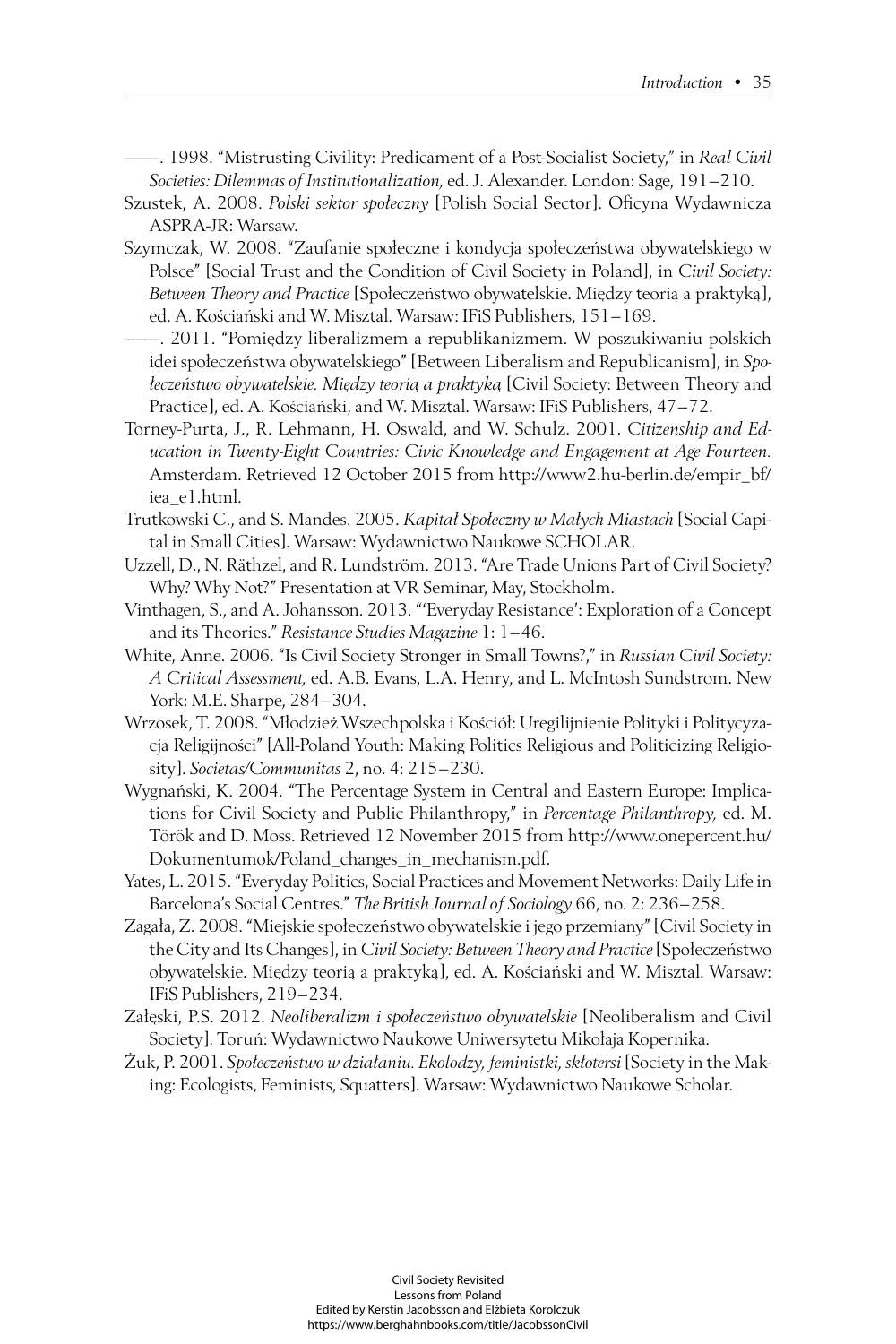——. 1998. "Mistrusting Civility: Predicament of a Post-Socialist Society," in *Real Civil Societies: Dilemmas of Institutionalization,* ed. J. Alexander. London: Sage, 191–210.

Szustek, A. 2008. *Polski sektor społeczny* [Polish Social Sector]. Oficyna Wydawnicza ASPRA-JR: Warsaw.

Szymczak, W. 2008. "Zaufanie społeczne i kondycja społeczeństwa obywatelskiego w Polsce" [Social Trust and the Condition of Civil Society in Poland], in *Civil Society: Between Theory and Practice* [Społeczeństwo obywatelskie. Między teorią a praktyką], ed. A. Kościański and W. Misztal. Warsaw: IFiS Publishers, 151–169.

——. 2011. "Pomiędzy liberalizmem a republikanizmem. W poszukiwaniu polskich idei społeczeństwa obywatelskiego" [Between Liberalism and Republicanism], in *Społeczeństwo obywatelskie. Między teorią a praktyką* [Civil Society: Between Theory and Practice], ed. A. Kościański, and W. Misztal. Warsaw: IFiS Publishers, 47–72.

Torney-Purta, J., R. Lehmann, H. Oswald, and W. Schulz. 2001. *Citizenship and Education in Twenty-Eight Countries: Civic Knowledge and Engagement at Age Fourteen.* Amsterdam. Retrieved 12 October 2015 from http://www2.hu-berlin.de/empir_bf/iea_e1.html.

Trutkowski C., and S. Mandes. 2005. *Kapitał Społeczny w Małych Miastach* [Social Capital in Small Cities]. Warsaw: Wydawnictwo Naukowe SCHOLAR.

Uzzell, D., N. Räthzel, and R. Lundström. 2013. "Are Trade Unions Part of Civil Society? Why? Why Not?" Presentation at VR Seminar, May, Stockholm.

Vinthagen, S., and A. Johansson. 2013. "'Everyday Resistance': Exploration of a Concept and its Theories." *Resistance Studies Magazine* 1: 1–46.

White, Anne. 2006. "Is Civil Society Stronger in Small Towns?," in *Russian Civil Society: A Critical Assessment,* ed. A.B. Evans, L.A. Henry, and L. McIntosh Sundstrom. New York: M.E. Sharpe, 284–304.

Wrzosek, T. 2008. "Młodzież Wszechpolska i Kościół: Uregilijnienie Polityki i Politycyzacja Religijności" [All-Poland Youth: Making Politics Religious and Politicizing Religiosity]. *Societas/Communitas* 2, no. 4: 215–230.

Wygnański, K. 2004. "The Percentage System in Central and Eastern Europe: Implications for Civil Society and Public Philanthropy," in *Percentage Philanthropy,* ed. M. Török and D. Moss. Retrieved 12 November 2015 from http://www.onepercent.hu/Dokumentumok/Poland_changes_in_mechanism.pdf.

Yates, L. 2015. "Everyday Politics, Social Practices and Movement Networks: Daily Life in Barcelona's Social Centres." *The British Journal of Sociology* 66, no. 2: 236–258.

Zagała, Z. 2008. "Miejskie społeczeństwo obywatelskie i jego przemiany" [Civil Society in the City and Its Changes], in *Civil Society: Between Theory and Practice* [Społeczeństwo obywatelskie. Między teorią a praktyką], ed. A. Kościański and W. Misztal. Warsaw: IFiS Publishers, 219–234.

Załęski, P.S. 2012. *Neoliberalizm i społeczeństwo obywatelskie* [Neoliberalism and Civil Society]. Toruń: Wydawnictwo Naukowe Uniwersytetu Mikołaja Kopernika.

Żuk, P. 2001. *Społeczeństwo w działaniu. Ekolodzy, feministki, skłotersi* [Society in the Making: Ecologists, Feminists, Squatters]. Warsaw: Wydawnictwo Naukowe Scholar.